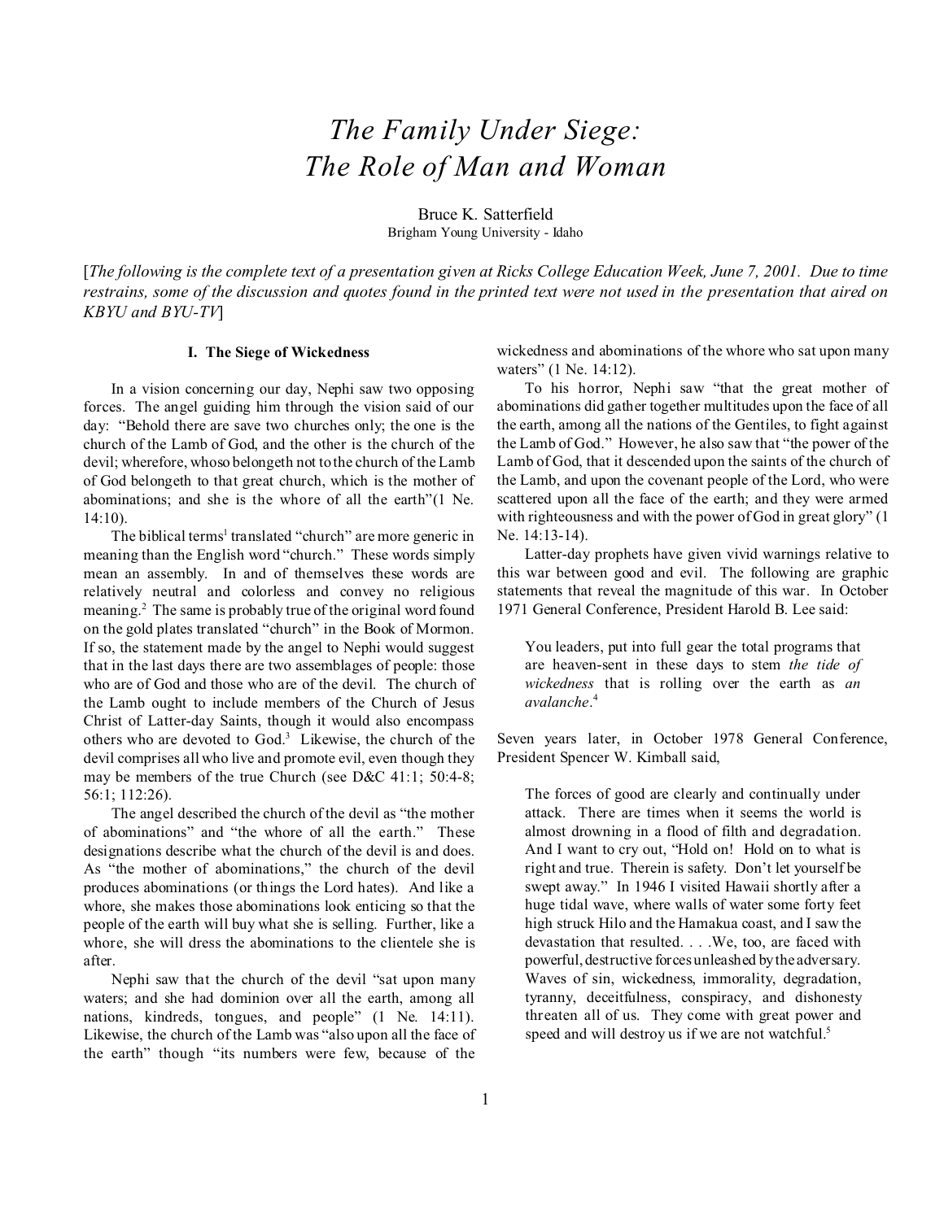# *The Family Under Siege: The Role of Man and Woman*

Bruce K. Satterfield
Brigham Young University - Idaho

[*The following is the complete text of a presentation given at Ricks College Education Week, June 7, 2001. Due to time restrains, some of the discussion and quotes found in the printed text were not used in the presentation that aired on KBYU and BYU-TV*]

## I. The Siege of Wickedness

In a vision concerning our day, Nephi saw two opposing forces. The angel guiding him through the vision said of our day: "Behold there are save two churches only; the one is the church of the Lamb of God, and the other is the church of the devil; wherefore, whoso belongeth not to the church of the Lamb of God belongeth to that great church, which is the mother of abominations; and she is the whore of all the earth"(1 Ne. 14:10).

The biblical terms[1] translated "church" are more generic in meaning than the English word "church." These words simply mean an assembly. In and of themselves these words are relatively neutral and colorless and convey no religious meaning.[2] The same is probably true of the original word found on the gold plates translated "church" in the Book of Mormon. If so, the statement made by the angel to Nephi would suggest that in the last days there are two assemblages of people: those who are of God and those who are of the devil. The church of the Lamb ought to include members of the Church of Jesus Christ of Latter-day Saints, though it would also encompass others who are devoted to God.[3] Likewise, the church of the devil comprises all who live and promote evil, even though they may be members of the true Church (see D&C 41:1; 50:4-8; 56:1; 112:26).

The angel described the church of the devil as "the mother of abominations" and "the whore of all the earth." These designations describe what the church of the devil is and does. As "the mother of abominations," the church of the devil produces abominations (or things the Lord hates). And like a whore, she makes those abominations look enticing so that the people of the earth will buy what she is selling. Further, like a whore, she will dress the abominations to the clientele she is after.

Nephi saw that the church of the devil "sat upon many waters; and she had dominion over all the earth, among all nations, kindreds, tongues, and people" (1 Ne. 14:11). Likewise, the church of the Lamb was "also upon all the face of the earth" though "its numbers were few, because of the wickedness and abominations of the whore who sat upon many waters" (1 Ne. 14:12).

To his horror, Nephi saw "that the great mother of abominations did gather together multitudes upon the face of all the earth, among all the nations of the Gentiles, to fight against the Lamb of God." However, he also saw that "the power of the Lamb of God, that it descended upon the saints of the church of the Lamb, and upon the covenant people of the Lord, who were scattered upon all the face of the earth; and they were armed with righteousness and with the power of God in great glory" (1 Ne. 14:13-14).

Latter-day prophets have given vivid warnings relative to this war between good and evil. The following are graphic statements that reveal the magnitude of this war. In October 1971 General Conference, President Harold B. Lee said:

> You leaders, put into full gear the total programs that are heaven-sent in these days to stem *the tide of wickedness* that is rolling over the earth as *an avalanche*.[4]

Seven years later, in October 1978 General Conference, President Spencer W. Kimball said,

> The forces of good are clearly and continually under attack. There are times when it seems the world is almost drowning in a flood of filth and degradation. And I want to cry out, "Hold on! Hold on to what is right and true. Therein is safety. Don't let yourself be swept away." In 1946 I visited Hawaii shortly after a huge tidal wave, where walls of water some forty feet high struck Hilo and the Hamakua coast, and I saw the devastation that resulted. . . .We, too, are faced with powerful, destructive forces unleashed by the adversary. Waves of sin, wickedness, immorality, degradation, tyranny, deceitfulness, conspiracy, and dishonesty threaten all of us. They come with great power and speed and will destroy us if we are not watchful.[5]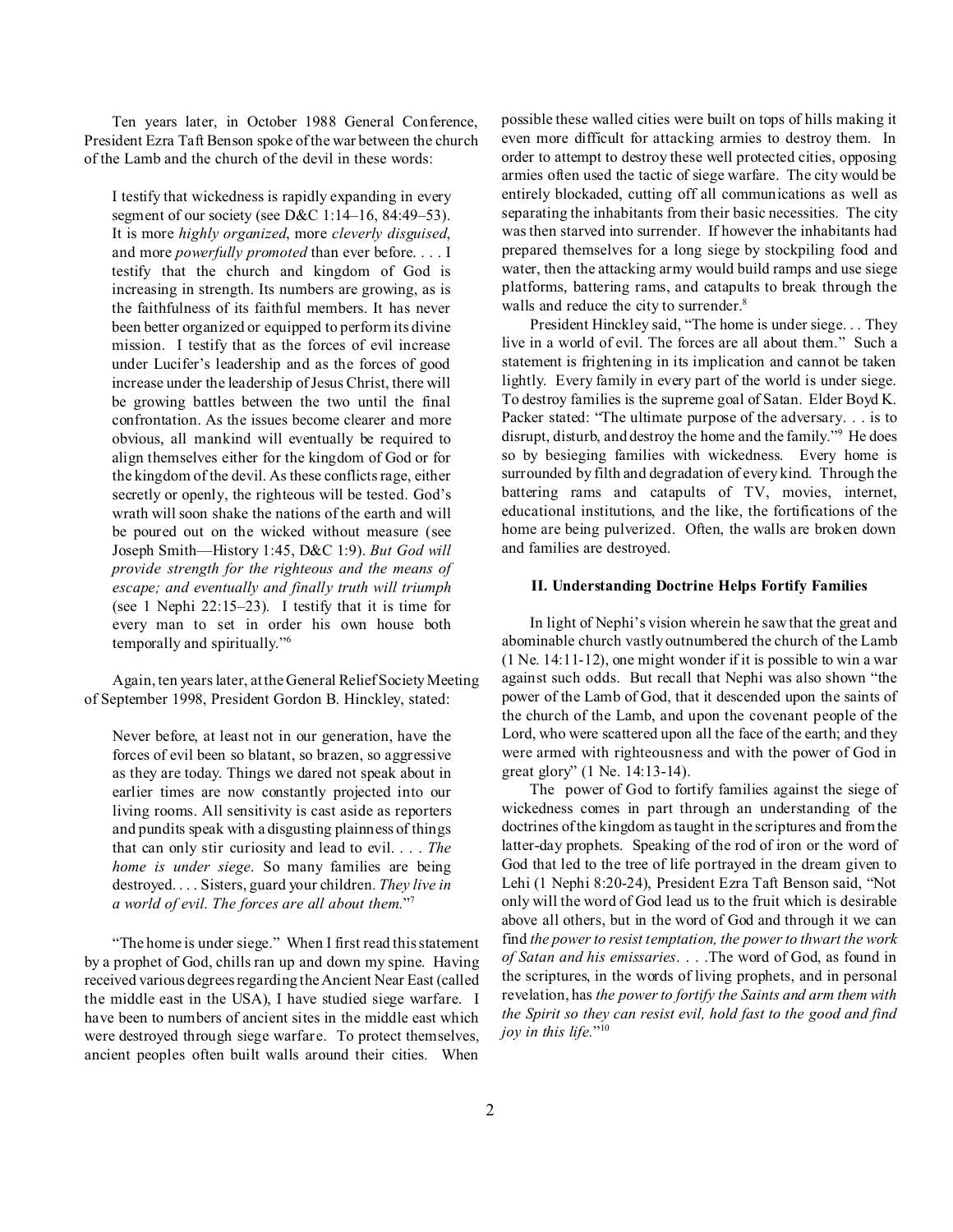Ten years later, in October 1988 General Conference, President Ezra Taft Benson spoke of the war between the church of the Lamb and the church of the devil in these words:

> I testify that wickedness is rapidly expanding in every segment of our society (see D&C 1:14–16, 84:49–53). It is more *highly organized*, more *cleverly disguised*, and more *powerfully promoted* than ever before. . . . I testify that the church and kingdom of God is increasing in strength. Its numbers are growing, as is the faithfulness of its faithful members. It has never been better organized or equipped to perform its divine mission. I testify that as the forces of evil increase under Lucifer's leadership and as the forces of good increase under the leadership of Jesus Christ, there will be growing battles between the two until the final confrontation. As the issues become clearer and more obvious, all mankind will eventually be required to align themselves either for the kingdom of God or for the kingdom of the devil. As these conflicts rage, either secretly or openly, the righteous will be tested. God's wrath will soon shake the nations of the earth and will be poured out on the wicked without measure (see Joseph Smith—History 1:45, D&C 1:9). *But God will provide strength for the righteous and the means of escape; and eventually and finally truth will triumph* (see 1 Nephi 22:15–23). I testify that it is time for every man to set in order his own house both temporally and spiritually."[6]

Again, ten years later, at the General Relief Society Meeting of September 1998, President Gordon B. Hinckley, stated:

> Never before, at least not in our generation, have the forces of evil been so blatant, so brazen, so aggressive as they are today. Things we dared not speak about in earlier times are now constantly projected into our living rooms. All sensitivity is cast aside as reporters and pundits speak with a disgusting plainness of things that can only stir curiosity and lead to evil. . . . *The home is under siege*. So many families are being destroyed. . . . Sisters, guard your children. *They live in a world of evil. The forces are all about them.*"[7]

"The home is under siege." When I first read this statement by a prophet of God, chills ran up and down my spine. Having received various degrees regarding the Ancient Near East (called the middle east in the USA), I have studied siege warfare. I have been to numbers of ancient sites in the middle east which were destroyed through siege warfare. To protect themselves, ancient peoples often built walls around their cities. When possible these walled cities were built on tops of hills making it even more difficult for attacking armies to destroy them. In order to attempt to destroy these well protected cities, opposing armies often used the tactic of siege warfare. The city would be entirely blockaded, cutting off all communications as well as separating the inhabitants from their basic necessities. The city was then starved into surrender. If however the inhabitants had prepared themselves for a long siege by stockpiling food and water, then the attacking army would build ramps and use siege platforms, battering rams, and catapults to break through the walls and reduce the city to surrender.[8]

President Hinckley said, "The home is under siege. . . They live in a world of evil. The forces are all about them." Such a statement is frightening in its implication and cannot be taken lightly. Every family in every part of the world is under siege. To destroy families is the supreme goal of Satan. Elder Boyd K. Packer stated: "The ultimate purpose of the adversary. . . is to disrupt, disturb, and destroy the home and the family."[9] He does so by besieging families with wickedness. Every home is surrounded by filth and degradation of every kind. Through the battering rams and catapults of TV, movies, internet, educational institutions, and the like, the fortifications of the home are being pulverized. Often, the walls are broken down and families are destroyed.

### II. Understanding Doctrine Helps Fortify Families

In light of Nephi's vision wherein he saw that the great and abominable church vastly outnumbered the church of the Lamb (1 Ne. 14:11-12), one might wonder if it is possible to win a war against such odds. But recall that Nephi was also shown "the power of the Lamb of God, that it descended upon the saints of the church of the Lamb, and upon the covenant people of the Lord, who were scattered upon all the face of the earth; and they were armed with righteousness and with the power of God in great glory" (1 Ne. 14:13-14).

The power of God to fortify families against the siege of wickedness comes in part through an understanding of the doctrines of the kingdom as taught in the scriptures and from the latter-day prophets. Speaking of the rod of iron or the word of God that led to the tree of life portrayed in the dream given to Lehi (1 Nephi 8:20-24), President Ezra Taft Benson said, "Not only will the word of God lead us to the fruit which is desirable above all others, but in the word of God and through it we can find *the power to resist temptation, the power to thwart the work of Satan and his emissaries*. . . .The word of God, as found in the scriptures, in the words of living prophets, and in personal revelation, has *the power to fortify the Saints and arm them with the Spirit so they can resist evil, hold fast to the good and find joy in this life.*"[10]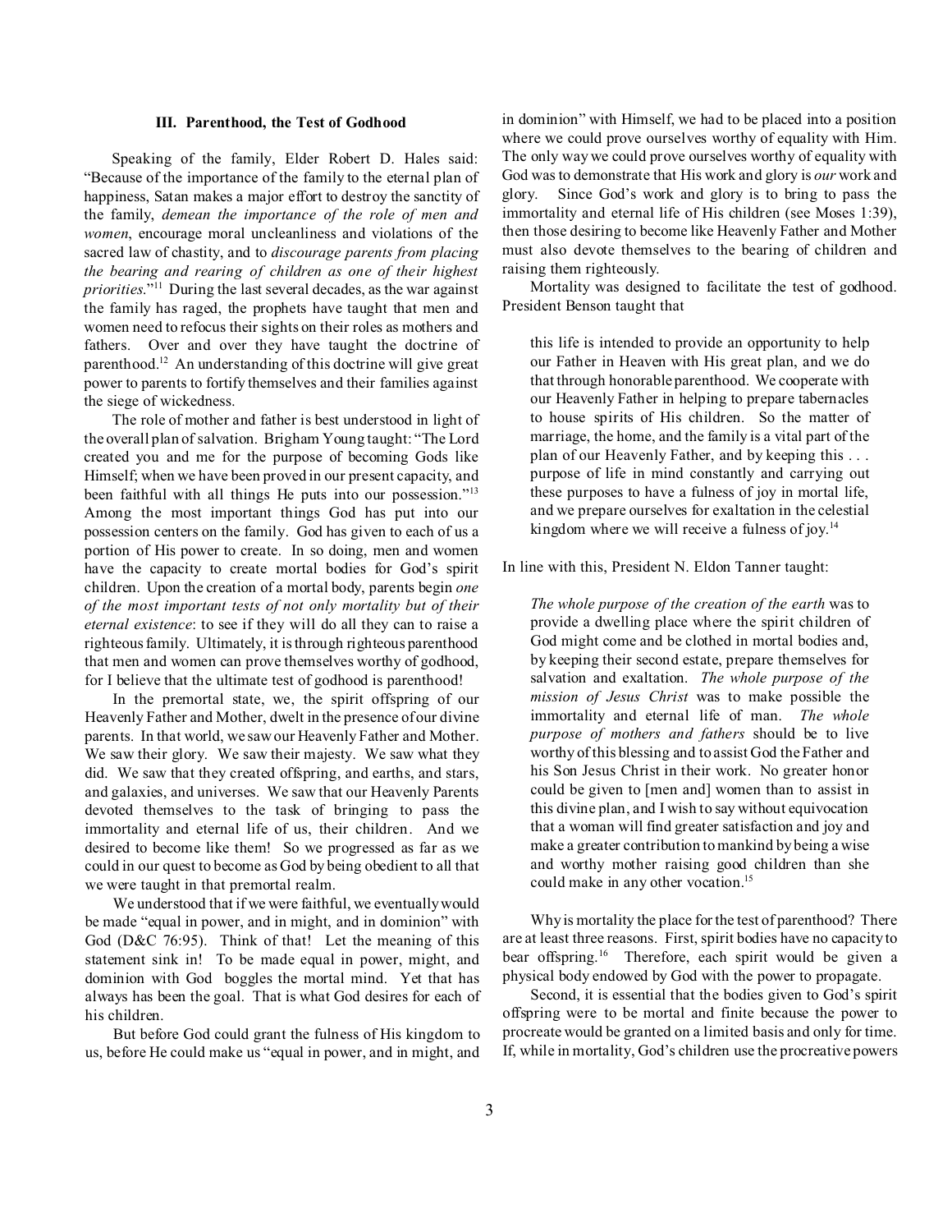### III. Parenthood, the Test of Godhood

Speaking of the family, Elder Robert D. Hales said: "Because of the importance of the family to the eternal plan of happiness, Satan makes a major effort to destroy the sanctity of the family, *demean the importance of the role of men and women*, encourage moral uncleanliness and violations of the sacred law of chastity, and to *discourage parents from placing the bearing and rearing of children as one of their highest priorities.*"[11] During the last several decades, as the war against the family has raged, the prophets have taught that men and women need to refocus their sights on their roles as mothers and fathers. Over and over they have taught the doctrine of parenthood.[12] An understanding of this doctrine will give great power to parents to fortify themselves and their families against the siege of wickedness.

The role of mother and father is best understood in light of the overall plan of salvation. Brigham Young taught: "The Lord created you and me for the purpose of becoming Gods like Himself; when we have been proved in our present capacity, and been faithful with all things He puts into our possession."[13] Among the most important things God has put into our possession centers on the family. God has given to each of us a portion of His power to create. In so doing, men and women have the capacity to create mortal bodies for God's spirit children. Upon the creation of a mortal body, parents begin *one of the most important tests of not only mortality but of their eternal existence*: to see if they will do all they can to raise a righteous family. Ultimately, it is through righteous parenthood that men and women can prove themselves worthy of godhood, for I believe that the ultimate test of godhood is parenthood!

In the premortal state, we, the spirit offspring of our Heavenly Father and Mother, dwelt in the presence of our divine parents. In that world, we saw our Heavenly Father and Mother. We saw their glory. We saw their majesty. We saw what they did. We saw that they created offspring, and earths, and stars, and galaxies, and universes. We saw that our Heavenly Parents devoted themselves to the task of bringing to pass the immortality and eternal life of us, their children. And we desired to become like them! So we progressed as far as we could in our quest to become as God by being obedient to all that we were taught in that premortal realm.

We understood that if we were faithful, we eventually would be made "equal in power, and in might, and in dominion" with God (D&C 76:95). Think of that! Let the meaning of this statement sink in! To be made equal in power, might, and dominion with God boggles the mortal mind. Yet that has always has been the goal. That is what God desires for each of his children.

But before God could grant the fulness of His kingdom to us, before He could make us "equal in power, and in might, and in dominion" with Himself, we had to be placed into a position where we could prove ourselves worthy of equality with Him. The only way we could prove ourselves worthy of equality with God was to demonstrate that His work and glory is *our* work and glory. Since God's work and glory is to bring to pass the immortality and eternal life of His children (see Moses 1:39), then those desiring to become like Heavenly Father and Mother must also devote themselves to the bearing of children and raising them righteously.

Mortality was designed to facilitate the test of godhood. President Benson taught that

> this life is intended to provide an opportunity to help our Father in Heaven with His great plan, and we do that through honorable parenthood. We cooperate with our Heavenly Father in helping to prepare tabernacles to house spirits of His children. So the matter of marriage, the home, and the family is a vital part of the plan of our Heavenly Father, and by keeping this . . . purpose of life in mind constantly and carrying out these purposes to have a fulness of joy in mortal life, and we prepare ourselves for exaltation in the celestial kingdom where we will receive a fulness of joy.[14]

In line with this, President N. Eldon Tanner taught:

> *The whole purpose of the creation of the earth* was to provide a dwelling place where the spirit children of God might come and be clothed in mortal bodies and, by keeping their second estate, prepare themselves for salvation and exaltation. *The whole purpose of the mission of Jesus Christ* was to make possible the immortality and eternal life of man. *The whole purpose of mothers and fathers* should be to live worthy of this blessing and to assist God the Father and his Son Jesus Christ in their work. No greater honor could be given to [men and] women than to assist in this divine plan, and I wish to say without equivocation that a woman will find greater satisfaction and joy and make a greater contribution to mankind by being a wise and worthy mother raising good children than she could make in any other vocation.[15]

Why is mortality the place for the test of parenthood? There are at least three reasons. First, spirit bodies have no capacity to bear offspring.[16] Therefore, each spirit would be given a physical body endowed by God with the power to propagate.

Second, it is essential that the bodies given to God's spirit offspring were to be mortal and finite because the power to procreate would be granted on a limited basis and only for time. If, while in mortality, God's children use the procreative powers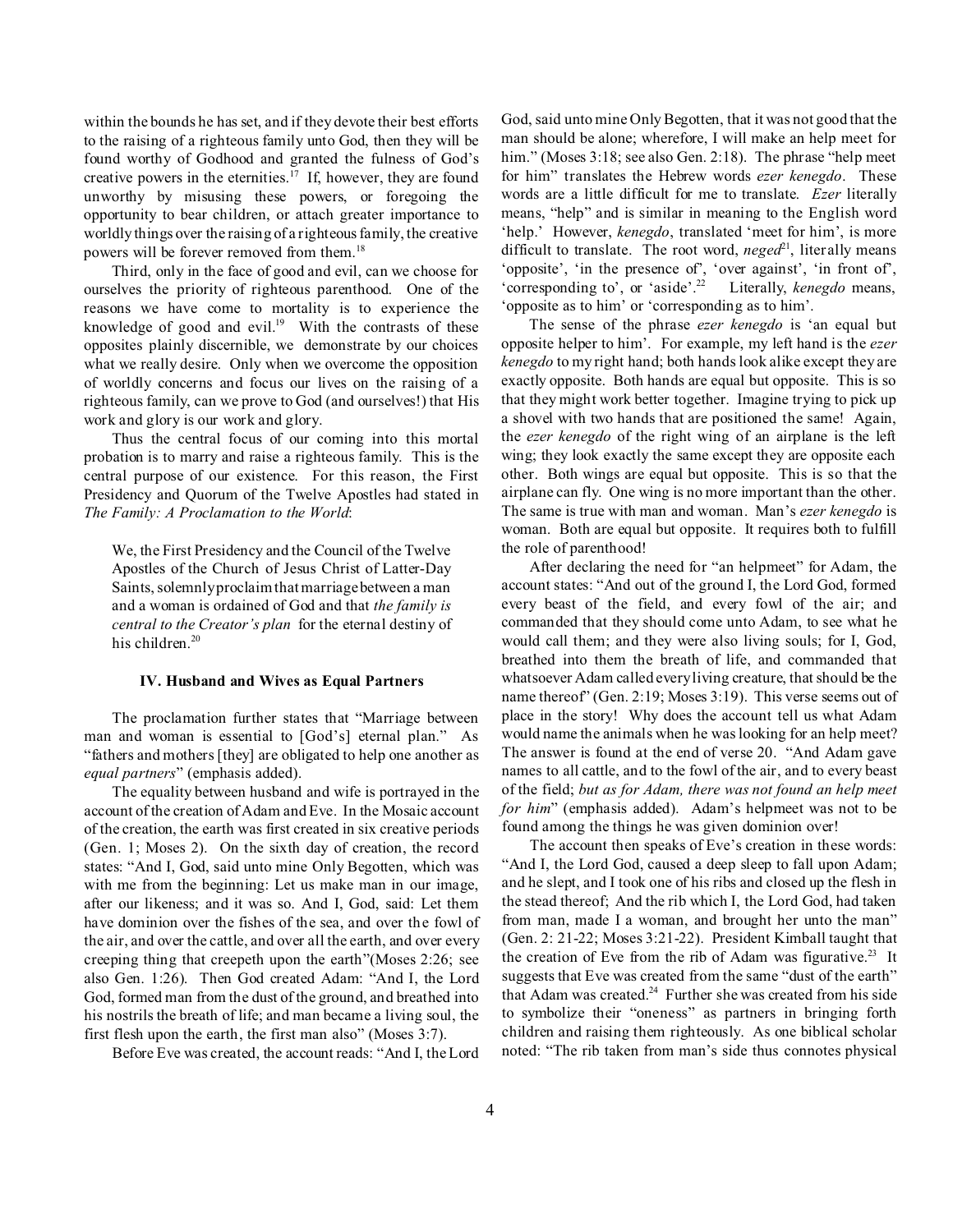within the bounds he has set, and if they devote their best efforts to the raising of a righteous family unto God, then they will be found worthy of Godhood and granted the fulness of God's creative powers in the eternities.[17] If, however, they are found unworthy by misusing these powers, or foregoing the opportunity to bear children, or attach greater importance to worldly things over the raising of a righteous family, the creative powers will be forever removed from them.[18]

Third, only in the face of good and evil, can we choose for ourselves the priority of righteous parenthood. One of the reasons we have come to mortality is to experience the knowledge of good and evil.[19] With the contrasts of these opposites plainly discernible, we demonstrate by our choices what we really desire. Only when we overcome the opposition of worldly concerns and focus our lives on the raising of a righteous family, can we prove to God (and ourselves!) that His work and glory is our work and glory.

Thus the central focus of our coming into this mortal probation is to marry and raise a righteous family. This is the central purpose of our existence. For this reason, the First Presidency and Quorum of the Twelve Apostles had stated in *The Family: A Proclamation to the World*:

> We, the First Presidency and the Council of the Twelve Apostles of the Church of Jesus Christ of Latter-Day Saints, solemnly proclaim that marriage between a man and a woman is ordained of God and that *the family is central to the Creator's plan* for the eternal destiny of his children.[20]

### IV. Husband and Wives as Equal Partners

The proclamation further states that "Marriage between man and woman is essential to [God's] eternal plan." As "fathers and mothers [they] are obligated to help one another as *equal partners*" (emphasis added).

The equality between husband and wife is portrayed in the account of the creation of Adam and Eve. In the Mosaic account of the creation, the earth was first created in six creative periods (Gen. 1; Moses 2). On the sixth day of creation, the record states: "And I, God, said unto mine Only Begotten, which was with me from the beginning: Let us make man in our image, after our likeness; and it was so. And I, God, said: Let them have dominion over the fishes of the sea, and over the fowl of the air, and over the cattle, and over all the earth, and over every creeping thing that creepeth upon the earth"(Moses 2:26; see also Gen. 1:26). Then God created Adam: "And I, the Lord God, formed man from the dust of the ground, and breathed into his nostrils the breath of life; and man became a living soul, the first flesh upon the earth, the first man also" (Moses 3:7).

Before Eve was created, the account reads: "And I, the Lord God, said unto mine Only Begotten, that it was not good that the man should be alone; wherefore, I will make an help meet for him." (Moses 3:18; see also Gen. 2:18). The phrase "help meet for him" translates the Hebrew words *ezer kenegdo*. These words are a little difficult for me to translate. *Ezer* literally means, "help" and is similar in meaning to the English word 'help.' However, *kenegdo*, translated 'meet for him', is more difficult to translate. The root word, *neged*[21], literally means 'opposite', 'in the presence of', 'over against', 'in front of', 'corresponding to', or 'aside'.[22] Literally, *kenegdo* means, 'opposite as to him' or 'corresponding as to him'.

The sense of the phrase *ezer kenegdo* is 'an equal but opposite helper to him'. For example, my left hand is the *ezer kenegdo* to my right hand; both hands look alike except they are exactly opposite. Both hands are equal but opposite. This is so that they might work better together. Imagine trying to pick up a shovel with two hands that are positioned the same! Again, the *ezer kenegdo* of the right wing of an airplane is the left wing; they look exactly the same except they are opposite each other. Both wings are equal but opposite. This is so that the airplane can fly. One wing is no more important than the other. The same is true with man and woman. Man's *ezer kenegdo* is woman. Both are equal but opposite. It requires both to fulfill the role of parenthood!

After declaring the need for "an helpmeet" for Adam, the account states: "And out of the ground I, the Lord God, formed every beast of the field, and every fowl of the air; and commanded that they should come unto Adam, to see what he would call them; and they were also living souls; for I, God, breathed into them the breath of life, and commanded that whatsoever Adam called every living creature, that should be the name thereof" (Gen. 2:19; Moses 3:19). This verse seems out of place in the story! Why does the account tell us what Adam would name the animals when he was looking for an help meet? The answer is found at the end of verse 20. "And Adam gave names to all cattle, and to the fowl of the air, and to every beast of the field; *but as for Adam, there was not found an help meet for him*" (emphasis added). Adam's helpmeet was not to be found among the things he was given dominion over!

The account then speaks of Eve's creation in these words: "And I, the Lord God, caused a deep sleep to fall upon Adam; and he slept, and I took one of his ribs and closed up the flesh in the stead thereof; And the rib which I, the Lord God, had taken from man, made I a woman, and brought her unto the man" (Gen. 2: 21-22; Moses 3:21-22). President Kimball taught that the creation of Eve from the rib of Adam was figurative.[23] It suggests that Eve was created from the same "dust of the earth" that Adam was created.[24] Further she was created from his side to symbolize their "oneness" as partners in bringing forth children and raising them righteously. As one biblical scholar noted: "The rib taken from man's side thus connotes physical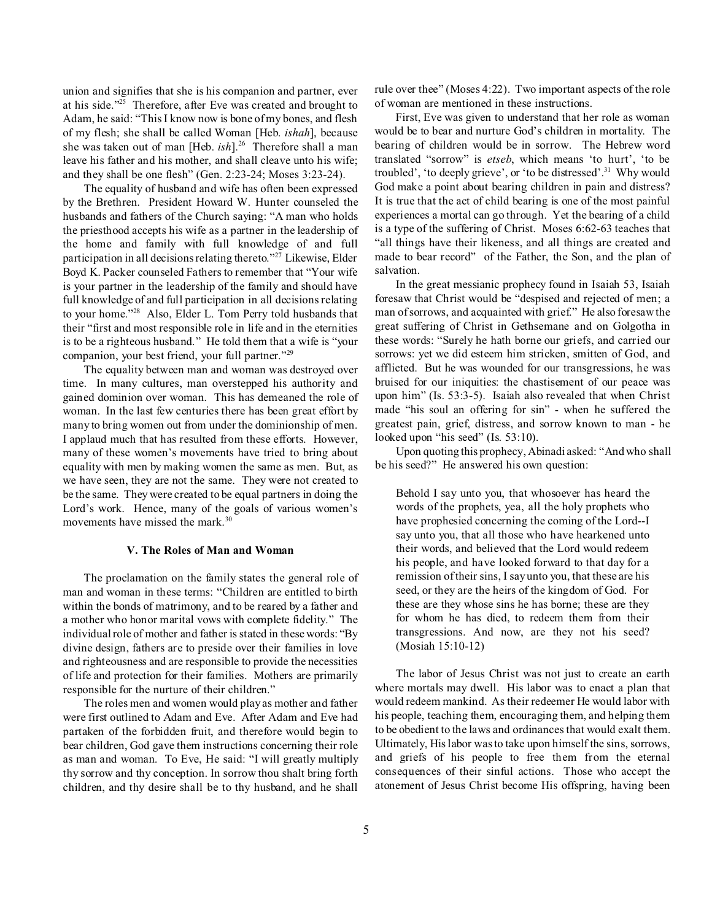union and signifies that she is his companion and partner, ever at his side."[25] Therefore, after Eve was created and brought to Adam, he said: "This I know now is bone of my bones, and flesh of my flesh; she shall be called Woman [Heb. *ishah*], because she was taken out of man [Heb. *ish*].[26] Therefore shall a man leave his father and his mother, and shall cleave unto his wife; and they shall be one flesh" (Gen. 2:23-24; Moses 3:23-24).

The equality of husband and wife has often been expressed by the Brethren. President Howard W. Hunter counseled the husbands and fathers of the Church saying: "A man who holds the priesthood accepts his wife as a partner in the leadership of the home and family with full knowledge of and full participation in all decisions relating thereto."[27] Likewise, Elder Boyd K. Packer counseled Fathers to remember that "Your wife is your partner in the leadership of the family and should have full knowledge of and full participation in all decisions relating to your home."[28] Also, Elder L. Tom Perry told husbands that their "first and most responsible role in life and in the eternities is to be a righteous husband." He told them that a wife is "your companion, your best friend, your full partner."[29]

The equality between man and woman was destroyed over time. In many cultures, man overstepped his authority and gained dominion over woman. This has demeaned the role of woman. In the last few centuries there has been great effort by many to bring women out from under the dominionship of men. I applaud much that has resulted from these efforts. However, many of these women's movements have tried to bring about equality with men by making women the same as men. But, as we have seen, they are not the same. They were not created to be the same. They were created to be equal partners in doing the Lord's work. Hence, many of the goals of various women's movements have missed the mark.[30]

### V. The Roles of Man and Woman

The proclamation on the family states the general role of man and woman in these terms: "Children are entitled to birth within the bonds of matrimony, and to be reared by a father and a mother who honor marital vows with complete fidelity." The individual role of mother and father is stated in these words: "By divine design, fathers are to preside over their families in love and righteousness and are responsible to provide the necessities of life and protection for their families. Mothers are primarily responsible for the nurture of their children."

The roles men and women would play as mother and father were first outlined to Adam and Eve. After Adam and Eve had partaken of the forbidden fruit, and therefore would begin to bear children, God gave them instructions concerning their role as man and woman. To Eve, He said: "I will greatly multiply thy sorrow and thy conception. In sorrow thou shalt bring forth children, and thy desire shall be to thy husband, and he shall rule over thee" (Moses 4:22). Two important aspects of the role of woman are mentioned in these instructions.

First, Eve was given to understand that her role as woman would be to bear and nurture God's children in mortality. The bearing of children would be in sorrow. The Hebrew word translated "sorrow" is *etseb*, which means 'to hurt', 'to be troubled', 'to deeply grieve', or 'to be distressed'.[31] Why would God make a point about bearing children in pain and distress? It is true that the act of child bearing is one of the most painful experiences a mortal can go through. Yet the bearing of a child is a type of the suffering of Christ. Moses 6:62-63 teaches that "all things have their likeness, and all things are created and made to bear record" of the Father, the Son, and the plan of salvation.

In the great messianic prophecy found in Isaiah 53, Isaiah foresaw that Christ would be "despised and rejected of men; a man of sorrows, and acquainted with grief." He also foresaw the great suffering of Christ in Gethsemane and on Golgotha in these words: "Surely he hath borne our griefs, and carried our sorrows: yet we did esteem him stricken, smitten of God, and afflicted. But he was wounded for our transgressions, he was bruised for our iniquities: the chastisement of our peace was upon him" (Is. 53:3-5). Isaiah also revealed that when Christ made "his soul an offering for sin" - when he suffered the greatest pain, grief, distress, and sorrow known to man - he looked upon "his seed" (Is. 53:10).

Upon quoting this prophecy, Abinadi asked: "And who shall be his seed?" He answered his own question:

> Behold I say unto you, that whosoever has heard the words of the prophets, yea, all the holy prophets who have prophesied concerning the coming of the Lord--I say unto you, that all those who have hearkened unto their words, and believed that the Lord would redeem his people, and have looked forward to that day for a remission of their sins, I say unto you, that these are his seed, or they are the heirs of the kingdom of God. For these are they whose sins he has borne; these are they for whom he has died, to redeem them from their transgressions. And now, are they not his seed? (Mosiah 15:10-12)

The labor of Jesus Christ was not just to create an earth where mortals may dwell. His labor was to enact a plan that would redeem mankind. As their redeemer He would labor with his people, teaching them, encouraging them, and helping them to be obedient to the laws and ordinances that would exalt them. Ultimately, His labor was to take upon himself the sins, sorrows, and griefs of his people to free them from the eternal consequences of their sinful actions. Those who accept the atonement of Jesus Christ become His offspring, having been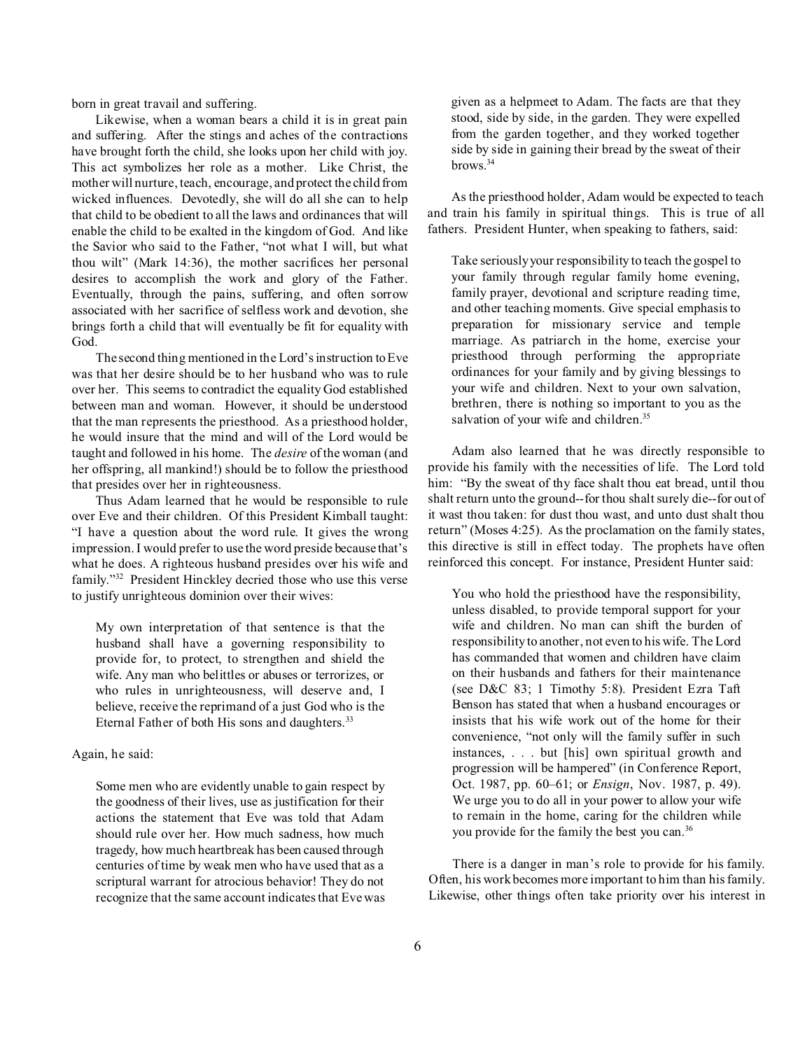born in great travail and suffering.

Likewise, when a woman bears a child it is in great pain and suffering. After the stings and aches of the contractions have brought forth the child, she looks upon her child with joy. This act symbolizes her role as a mother. Like Christ, the mother will nurture, teach, encourage, and protect the child from wicked influences. Devotedly, she will do all she can to help that child to be obedient to all the laws and ordinances that will enable the child to be exalted in the kingdom of God. And like the Savior who said to the Father, "not what I will, but what thou wilt" (Mark 14:36), the mother sacrifices her personal desires to accomplish the work and glory of the Father. Eventually, through the pains, suffering, and often sorrow associated with her sacrifice of selfless work and devotion, she brings forth a child that will eventually be fit for equality with God.

The second thing mentioned in the Lord's instruction to Eve was that her desire should be to her husband who was to rule over her. This seems to contradict the equality God established between man and woman. However, it should be understood that the man represents the priesthood. As a priesthood holder, he would insure that the mind and will of the Lord would be taught and followed in his home. The *desire* of the woman (and her offspring, all mankind!) should be to follow the priesthood that presides over her in righteousness.

Thus Adam learned that he would be responsible to rule over Eve and their children. Of this President Kimball taught: "I have a question about the word rule. It gives the wrong impression. I would prefer to use the word preside because that's what he does. A righteous husband presides over his wife and family."[32] President Hinckley decried those who use this verse to justify unrighteous dominion over their wives:

> My own interpretation of that sentence is that the husband shall have a governing responsibility to provide for, to protect, to strengthen and shield the wife. Any man who belittles or abuses or terrorizes, or who rules in unrighteousness, will deserve and, I believe, receive the reprimand of a just God who is the Eternal Father of both His sons and daughters.[33]

Again, he said:

> Some men who are evidently unable to gain respect by the goodness of their lives, use as justification for their actions the statement that Eve was told that Adam should rule over her. How much sadness, how much tragedy, how much heartbreak has been caused through centuries of time by weak men who have used that as a scriptural warrant for atrocious behavior! They do not recognize that the same account indicates that Eve was given as a helpmeet to Adam. The facts are that they stood, side by side, in the garden. They were expelled from the garden together, and they worked together side by side in gaining their bread by the sweat of their brows.[34]

As the priesthood holder, Adam would be expected to teach and train his family in spiritual things. This is true of all fathers. President Hunter, when speaking to fathers, said:

> Take seriously your responsibility to teach the gospel to your family through regular family home evening, family prayer, devotional and scripture reading time, and other teaching moments. Give special emphasis to preparation for missionary service and temple marriage. As patriarch in the home, exercise your priesthood through performing the appropriate ordinances for your family and by giving blessings to your wife and children. Next to your own salvation, brethren, there is nothing so important to you as the salvation of your wife and children.[35]

Adam also learned that he was directly responsible to provide his family with the necessities of life. The Lord told him: "By the sweat of thy face shalt thou eat bread, until thou shalt return unto the ground--for thou shalt surely die--for out of it wast thou taken: for dust thou wast, and unto dust shalt thou return" (Moses 4:25). As the proclamation on the family states, this directive is still in effect today. The prophets have often reinforced this concept. For instance, President Hunter said:

> You who hold the priesthood have the responsibility, unless disabled, to provide temporal support for your wife and children. No man can shift the burden of responsibility to another, not even to his wife. The Lord has commanded that women and children have claim on their husbands and fathers for their maintenance (see D&C 83; 1 Timothy 5:8). President Ezra Taft Benson has stated that when a husband encourages or insists that his wife work out of the home for their convenience, "not only will the family suffer in such instances, . . . but [his] own spiritual growth and progression will be hampered" (in Conference Report, Oct. 1987, pp. 60–61; or *Ensign*, Nov. 1987, p. 49). We urge you to do all in your power to allow your wife to remain in the home, caring for the children while you provide for the family the best you can.[36]

There is a danger in man's role to provide for his family. Often, his work becomes more important to him than his family. Likewise, other things often take priority over his interest in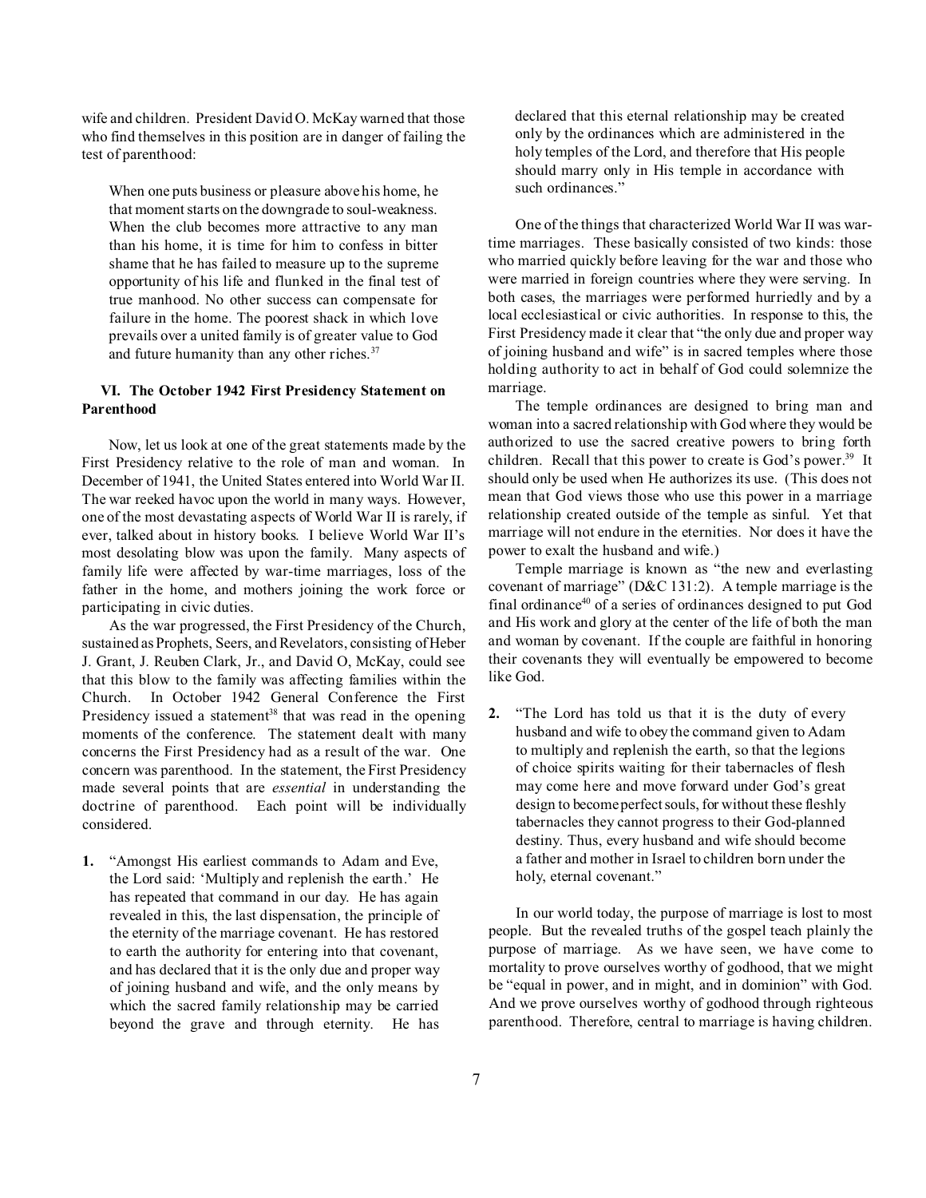wife and children. President David O. McKay warned that those who find themselves in this position are in danger of failing the test of parenthood:

> When one puts business or pleasure above his home, he that moment starts on the downgrade to soul-weakness. When the club becomes more attractive to any man than his home, it is time for him to confess in bitter shame that he has failed to measure up to the supreme opportunity of his life and flunked in the final test of true manhood. No other success can compensate for failure in the home. The poorest shack in which love prevails over a united family is of greater value to God and future humanity than any other riches.[37]

### VI. The October 1942 First Presidency Statement on Parenthood

Now, let us look at one of the great statements made by the First Presidency relative to the role of man and woman. In December of 1941, the United States entered into World War II. The war reeked havoc upon the world in many ways. However, one of the most devastating aspects of World War II is rarely, if ever, talked about in history books. I believe World War II's most desolating blow was upon the family. Many aspects of family life were affected by war-time marriages, loss of the father in the home, and mothers joining the work force or participating in civic duties.

As the war progressed, the First Presidency of the Church, sustained as Prophets, Seers, and Revelators, consisting of Heber J. Grant, J. Reuben Clark, Jr., and David O, McKay, could see that this blow to the family was affecting families within the Church. In October 1942 General Conference the First Presidency issued a statement[38] that was read in the opening moments of the conference. The statement dealt with many concerns the First Presidency had as a result of the war. One concern was parenthood. In the statement, the First Presidency made several points that are *essential* in understanding the doctrine of parenthood. Each point will be individually considered.

**1.** "Amongst His earliest commands to Adam and Eve, the Lord said: 'Multiply and replenish the earth.' He has repeated that command in our day. He has again revealed in this, the last dispensation, the principle of the eternity of the marriage covenant. He has restored to earth the authority for entering into that covenant, and has declared that it is the only due and proper way of joining husband and wife, and the only means by which the sacred family relationship may be carried beyond the grave and through eternity. He has declared that this eternal relationship may be created only by the ordinances which are administered in the holy temples of the Lord, and therefore that His people should marry only in His temple in accordance with such ordinances."

One of the things that characterized World War II was war-time marriages. These basically consisted of two kinds: those who married quickly before leaving for the war and those who were married in foreign countries where they were serving. In both cases, the marriages were performed hurriedly and by a local ecclesiastical or civic authorities. In response to this, the First Presidency made it clear that "the only due and proper way of joining husband and wife" is in sacred temples where those holding authority to act in behalf of God could solemnize the marriage.

The temple ordinances are designed to bring man and woman into a sacred relationship with God where they would be authorized to use the sacred creative powers to bring forth children. Recall that this power to create is God's power.[39] It should only be used when He authorizes its use. (This does not mean that God views those who use this power in a marriage relationship created outside of the temple as sinful. Yet that marriage will not endure in the eternities. Nor does it have the power to exalt the husband and wife.)

Temple marriage is known as "the new and everlasting covenant of marriage" (D&C 131:2). A temple marriage is the final ordinance[40] of a series of ordinances designed to put God and His work and glory at the center of the life of both the man and woman by covenant. If the couple are faithful in honoring their covenants they will eventually be empowered to become like God.

**2.** "The Lord has told us that it is the duty of every husband and wife to obey the command given to Adam to multiply and replenish the earth, so that the legions of choice spirits waiting for their tabernacles of flesh may come here and move forward under God's great design to become perfect souls, for without these fleshly tabernacles they cannot progress to their God-planned destiny. Thus, every husband and wife should become a father and mother in Israel to children born under the holy, eternal covenant."

In our world today, the purpose of marriage is lost to most people. But the revealed truths of the gospel teach plainly the purpose of marriage. As we have seen, we have come to mortality to prove ourselves worthy of godhood, that we might be "equal in power, and in might, and in dominion" with God. And we prove ourselves worthy of godhood through righteous parenthood. Therefore, central to marriage is having children.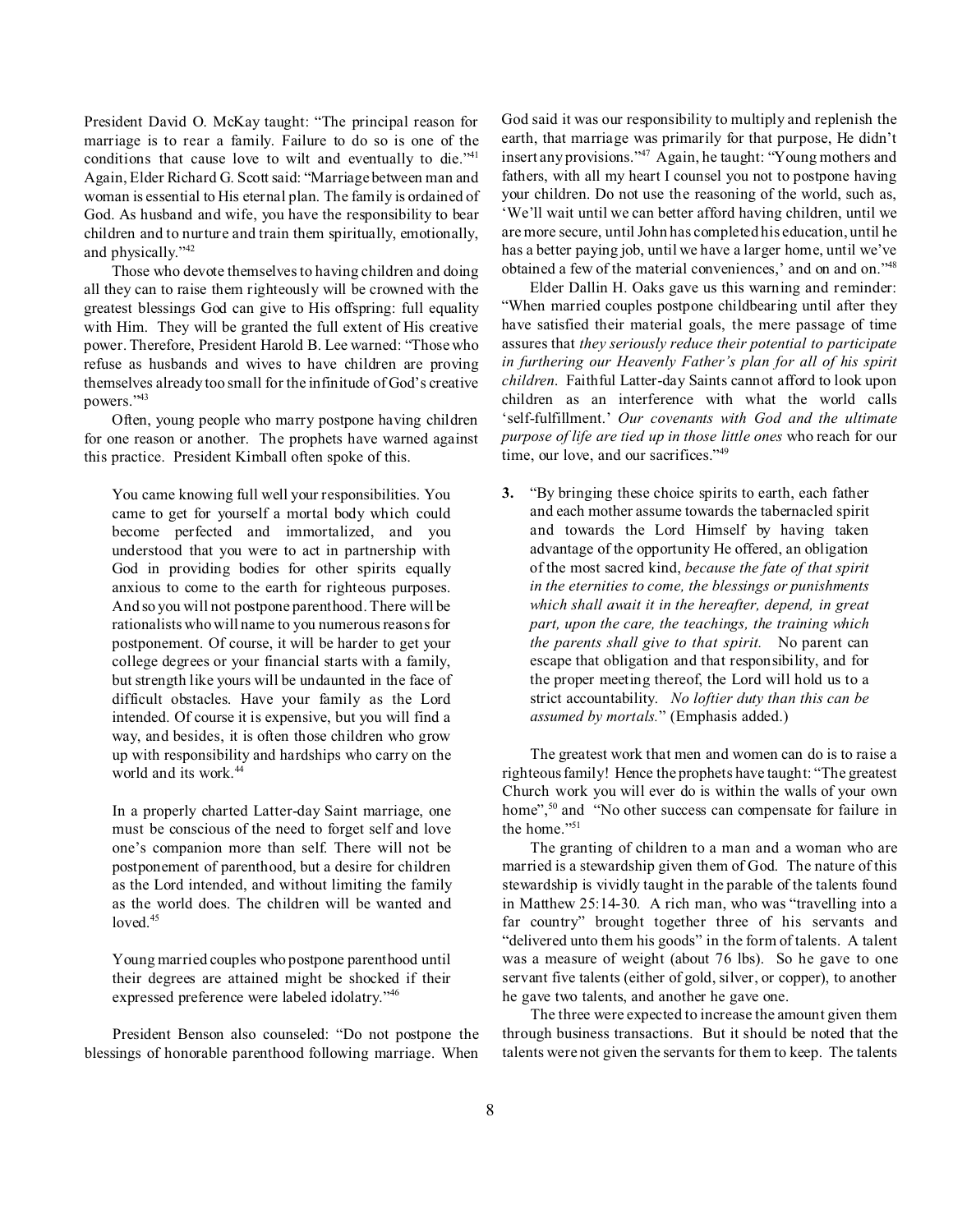President David O. McKay taught: "The principal reason for marriage is to rear a family. Failure to do so is one of the conditions that cause love to wilt and eventually to die."[41] Again, Elder Richard G. Scott said: "Marriage between man and woman is essential to His eternal plan. The family is ordained of God. As husband and wife, you have the responsibility to bear children and to nurture and train them spiritually, emotionally, and physically."[42]

Those who devote themselves to having children and doing all they can to raise them righteously will be crowned with the greatest blessings God can give to His offspring: full equality with Him. They will be granted the full extent of His creative power. Therefore, President Harold B. Lee warned: "Those who refuse as husbands and wives to have children are proving themselves already too small for the infinitude of God's creative powers."[43]

Often, young people who marry postpone having children for one reason or another. The prophets have warned against this practice. President Kimball often spoke of this.

> You came knowing full well your responsibilities. You came to get for yourself a mortal body which could become perfected and immortalized, and you understood that you were to act in partnership with God in providing bodies for other spirits equally anxious to come to the earth for righteous purposes. And so you will not postpone parenthood. There will be rationalists who will name to you numerous reasons for postponement. Of course, it will be harder to get your college degrees or your financial starts with a family, but strength like yours will be undaunted in the face of difficult obstacles. Have your family as the Lord intended. Of course it is expensive, but you will find a way, and besides, it is often those children who grow up with responsibility and hardships who carry on the world and its work.[44]
>
> In a properly charted Latter-day Saint marriage, one must be conscious of the need to forget self and love one's companion more than self. There will not be postponement of parenthood, but a desire for children as the Lord intended, and without limiting the family as the world does. The children will be wanted and loved.[45]
>
> Young married couples who postpone parenthood until their degrees are attained might be shocked if their expressed preference were labeled idolatry."[46]

President Benson also counseled: "Do not postpone the blessings of honorable parenthood following marriage. When God said it was our responsibility to multiply and replenish the earth, that marriage was primarily for that purpose, He didn't insert any provisions."[47] Again, he taught: "Young mothers and fathers, with all my heart I counsel you not to postpone having your children. Do not use the reasoning of the world, such as, 'We'll wait until we can better afford having children, until we are more secure, until John has completed his education, until he has a better paying job, until we have a larger home, until we've obtained a few of the material conveniences,' and on and on."[48]

Elder Dallin H. Oaks gave us this warning and reminder: "When married couples postpone childbearing until after they have satisfied their material goals, the mere passage of time assures that *they seriously reduce their potential to participate in furthering our Heavenly Father's plan for all of his spirit children*. Faithful Latter-day Saints cannot afford to look upon children as an interference with what the world calls 'self-fulfillment.' *Our covenants with God and the ultimate purpose of life are tied up in those little ones* who reach for our time, our love, and our sacrifices."[49]

**3.** "By bringing these choice spirits to earth, each father and each mother assume towards the tabernacled spirit and towards the Lord Himself by having taken advantage of the opportunity He offered, an obligation of the most sacred kind, *because the fate of that spirit in the eternities to come, the blessings or punishments which shall await it in the hereafter, depend, in great part, upon the care, the teachings, the training which the parents shall give to that spirit.* No parent can escape that obligation and that responsibility, and for the proper meeting thereof, the Lord will hold us to a strict accountability. *No loftier duty than this can be assumed by mortals.*" (Emphasis added.)

The greatest work that men and women can do is to raise a righteous family! Hence the prophets have taught: "The greatest Church work you will ever do is within the walls of your own home",[50] and "No other success can compensate for failure in the home."[51]

The granting of children to a man and a woman who are married is a stewardship given them of God. The nature of this stewardship is vividly taught in the parable of the talents found in Matthew 25:14-30. A rich man, who was "travelling into a far country" brought together three of his servants and "delivered unto them his goods" in the form of talents. A talent was a measure of weight (about 76 lbs). So he gave to one servant five talents (either of gold, silver, or copper), to another he gave two talents, and another he gave one.

The three were expected to increase the amount given them through business transactions. But it should be noted that the talents were not given the servants for them to keep. The talents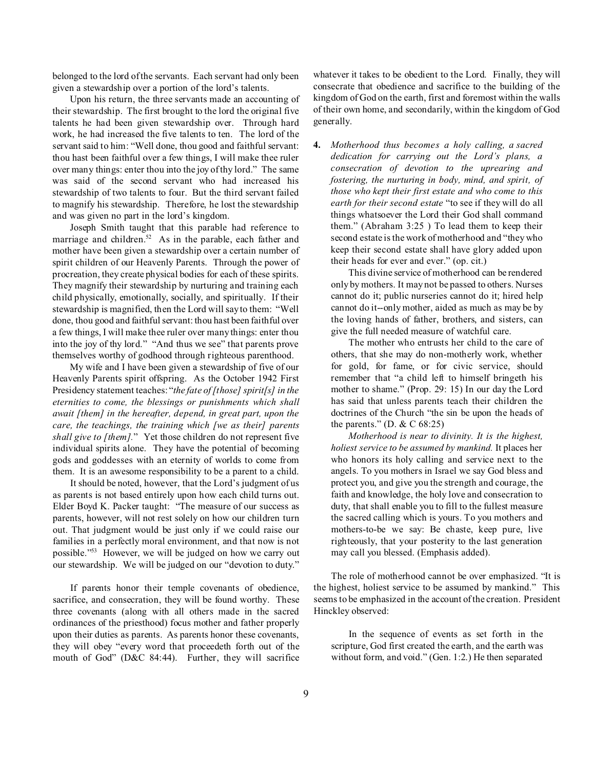belonged to the lord of the servants. Each servant had only been given a stewardship over a portion of the lord's talents.

Upon his return, the three servants made an accounting of their stewardship. The first brought to the lord the original five talents he had been given stewardship over. Through hard work, he had increased the five talents to ten. The lord of the servant said to him: "Well done, thou good and faithful servant: thou hast been faithful over a few things, I will make thee ruler over many things: enter thou into the joy of thy lord." The same was said of the second servant who had increased his stewardship of two talents to four. But the third servant failed to magnify his stewardship. Therefore, he lost the stewardship and was given no part in the lord's kingdom.

Joseph Smith taught that this parable had reference to marriage and children.[52] As in the parable, each father and mother have been given a stewardship over a certain number of spirit children of our Heavenly Parents. Through the power of procreation, they create physical bodies for each of these spirits. They magnify their stewardship by nurturing and training each child physically, emotionally, socially, and spiritually. If their stewardship is magnified, then the Lord will say to them: "Well done, thou good and faithful servant: thou hast been faithful over a few things, I will make thee ruler over many things: enter thou into the joy of thy lord." "And thus we see" that parents prove themselves worthy of godhood through righteous parenthood.

My wife and I have been given a stewardship of five of our Heavenly Parents spirit offspring. As the October 1942 First Presidency statement teaches: "*the fate of [those] spirit[s] in the eternities to come, the blessings or punishments which shall await [them] in the hereafter, depend, in great part, upon the care, the teachings, the training which [we as their] parents shall give to [them].*" Yet those children do not represent five individual spirits alone. They have the potential of becoming gods and goddesses with an eternity of worlds to come from them. It is an awesome responsibility to be a parent to a child.

It should be noted, however, that the Lord's judgment of us as parents is not based entirely upon how each child turns out. Elder Boyd K. Packer taught: "The measure of our success as parents, however, will not rest solely on how our children turn out. That judgment would be just only if we could raise our families in a perfectly moral environment, and that now is not possible."[53] However, we will be judged on how we carry out our stewardship. We will be judged on our "devotion to duty."

If parents honor their temple covenants of obedience, sacrifice, and consecration, they will be found worthy. These three covenants (along with all others made in the sacred ordinances of the priesthood) focus mother and father properly upon their duties as parents. As parents honor these covenants, they will obey "every word that proceedeth forth out of the mouth of God" (D&C 84:44). Further, they will sacrifice whatever it takes to be obedient to the Lord. Finally, they will consecrate that obedience and sacrifice to the building of the kingdom of God on the earth, first and foremost within the walls of their own home, and secondarily, within the kingdom of God generally.

> **4.** *Motherhood thus becomes a holy calling, a sacred dedication for carrying out the Lord's plans, a consecration of devotion to the uprearing and fostering, the nurturing in body, mind, and spirit, of those who kept their first estate and who come to this earth for their second estate* "to see if they will do all things whatsoever the Lord their God shall command them." (Abraham 3:25 ) To lead them to keep their second estate is the work of motherhood and "they who keep their second estate shall have glory added upon their heads for ever and ever." (op. cit.)
>
> This divine service of motherhood can be rendered only by mothers. It may not be passed to others. Nurses cannot do it; public nurseries cannot do it; hired help cannot do it--only mother, aided as much as may be by the loving hands of father, brothers, and sisters, can give the full needed measure of watchful care.
>
> The mother who entrusts her child to the care of others, that she may do non-motherly work, whether for gold, for fame, or for civic service, should remember that "a child left to himself bringeth his mother to shame." (Prop. 29: 15) In our day the Lord has said that unless parents teach their children the doctrines of the Church "the sin be upon the heads of the parents." (D. & C 68:25)
>
> *Motherhood is near to divinity. It is the highest, holiest service to be assumed by mankind.* It places her who honors its holy calling and service next to the angels. To you mothers in Israel we say God bless and protect you, and give you the strength and courage, the faith and knowledge, the holy love and consecration to duty, that shall enable you to fill to the fullest measure the sacred calling which is yours. To you mothers and mothers-to-be we say: Be chaste, keep pure, live righteously, that your posterity to the last generation may call you blessed. (Emphasis added).

The role of motherhood cannot be over emphasized. "It is the highest, holiest service to be assumed by mankind." This seems to be emphasized in the account of the creation. President Hinckley observed:

> In the sequence of events as set forth in the scripture, God first created the earth, and the earth was without form, and void." (Gen. 1:2.) He then separated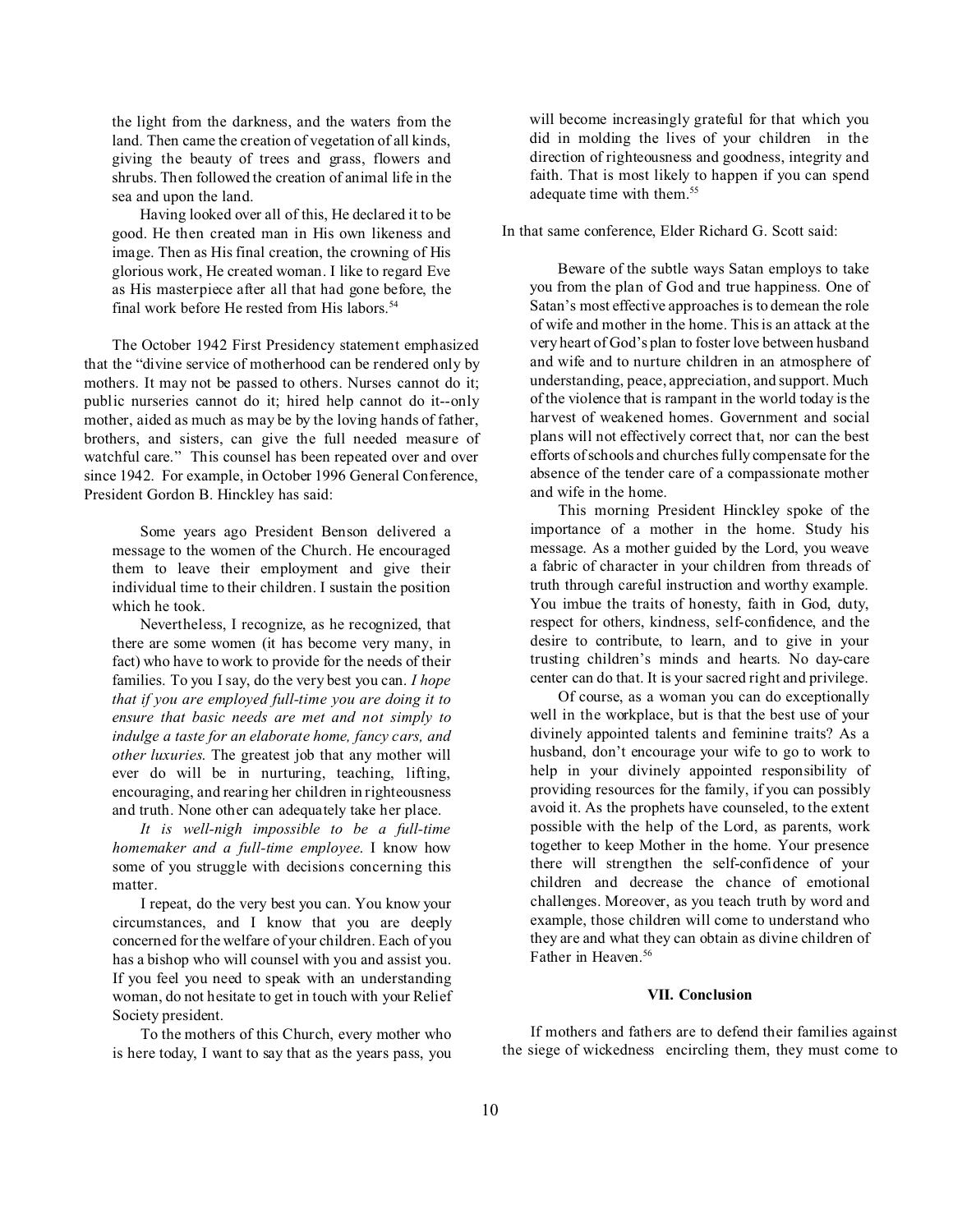the light from the darkness, and the waters from the land. Then came the creation of vegetation of all kinds, giving the beauty of trees and grass, flowers and shrubs. Then followed the creation of animal life in the sea and upon the land.

> Having looked over all of this, He declared it to be good. He then created man in His own likeness and image. Then as His final creation, the crowning of His glorious work, He created woman. I like to regard Eve as His masterpiece after all that had gone before, the final work before He rested from His labors.[54]

The October 1942 First Presidency statement emphasized that the "divine service of motherhood can be rendered only by mothers. It may not be passed to others. Nurses cannot do it; public nurseries cannot do it; hired help cannot do it--only mother, aided as much as may be by the loving hands of father, brothers, and sisters, can give the full needed measure of watchful care." This counsel has been repeated over and over since 1942. For example, in October 1996 General Conference, President Gordon B. Hinckley has said:

> Some years ago President Benson delivered a message to the women of the Church. He encouraged them to leave their employment and give their individual time to their children. I sustain the position which he took.
>
> Nevertheless, I recognize, as he recognized, that there are some women (it has become very many, in fact) who have to work to provide for the needs of their families. To you I say, do the very best you can. *I hope that if you are employed full-time you are doing it to ensure that basic needs are met and not simply to indulge a taste for an elaborate home, fancy cars, and other luxuries.* The greatest job that any mother will ever do will be in nurturing, teaching, lifting, encouraging, and rearing her children in righteousness and truth. None other can adequately take her place.
>
> *It is well-nigh impossible to be a full-time homemaker and a full-time employee.* I know how some of you struggle with decisions concerning this matter.
>
> I repeat, do the very best you can. You know your circumstances, and I know that you are deeply concerned for the welfare of your children. Each of you has a bishop who will counsel with you and assist you. If you feel you need to speak with an understanding woman, do not hesitate to get in touch with your Relief Society president.
>
> To the mothers of this Church, every mother who is here today, I want to say that as the years pass, you will become increasingly grateful for that which you did in molding the lives of your children in the direction of righteousness and goodness, integrity and faith. That is most likely to happen if you can spend adequate time with them.[55]

In that same conference, Elder Richard G. Scott said:

> Beware of the subtle ways Satan employs to take you from the plan of God and true happiness. One of Satan's most effective approaches is to demean the role of wife and mother in the home. This is an attack at the very heart of God's plan to foster love between husband and wife and to nurture children in an atmosphere of understanding, peace, appreciation, and support. Much of the violence that is rampant in the world today is the harvest of weakened homes. Government and social plans will not effectively correct that, nor can the best efforts of schools and churches fully compensate for the absence of the tender care of a compassionate mother and wife in the home.
>
> This morning President Hinckley spoke of the importance of a mother in the home. Study his message. As a mother guided by the Lord, you weave a fabric of character in your children from threads of truth through careful instruction and worthy example. You imbue the traits of honesty, faith in God, duty, respect for others, kindness, self-confidence, and the desire to contribute, to learn, and to give in your trusting children's minds and hearts. No day-care center can do that. It is your sacred right and privilege.
>
> Of course, as a woman you can do exceptionally well in the workplace, but is that the best use of your divinely appointed talents and feminine traits? As a husband, don't encourage your wife to go to work to help in your divinely appointed responsibility of providing resources for the family, if you can possibly avoid it. As the prophets have counseled, to the extent possible with the help of the Lord, as parents, work together to keep Mother in the home. Your presence there will strengthen the self-confidence of your children and decrease the chance of emotional challenges. Moreover, as you teach truth by word and example, those children will come to understand who they are and what they can obtain as divine children of Father in Heaven.[56]

### VII. Conclusion

If mothers and fathers are to defend their families against the siege of wickedness encircling them, they must come to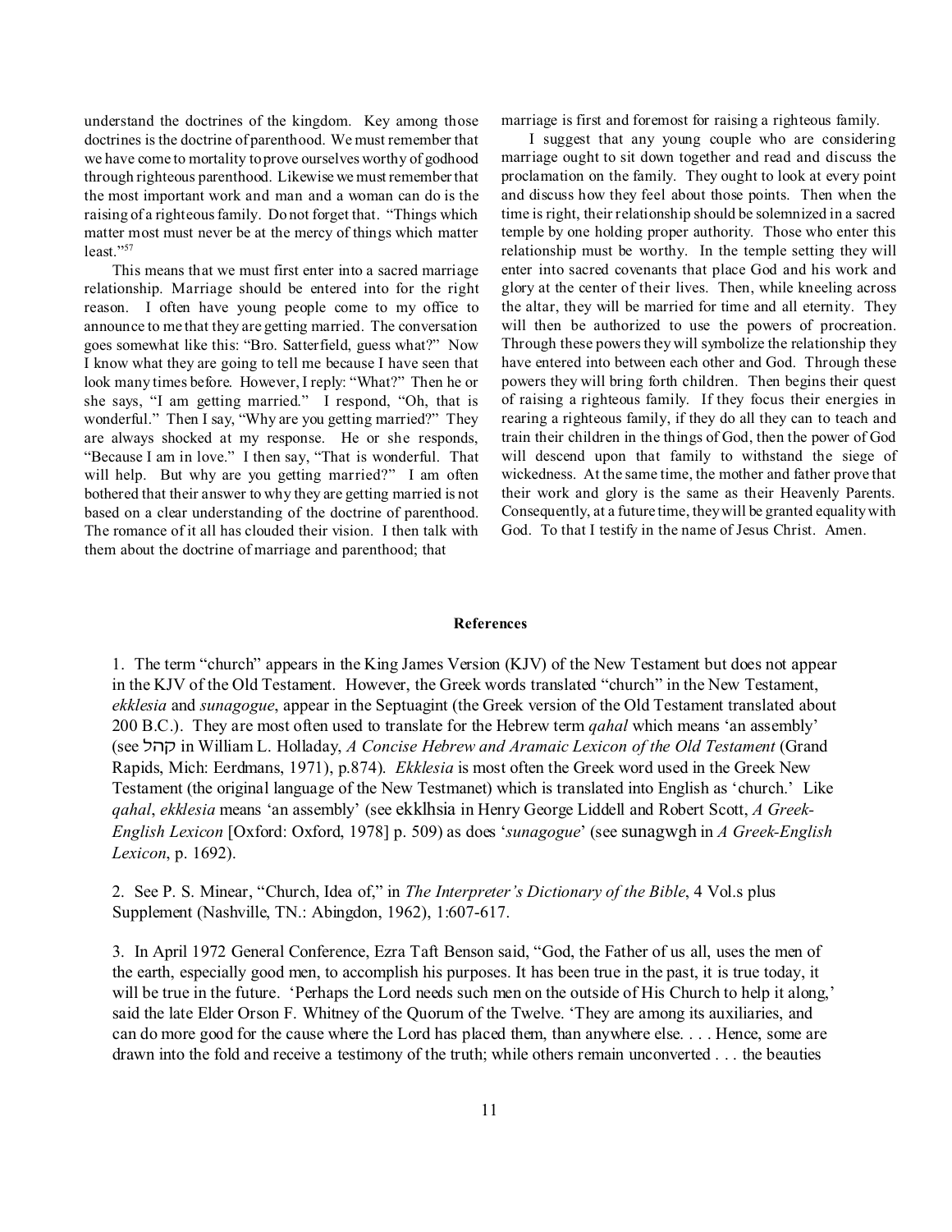understand the doctrines of the kingdom. Key among those doctrines is the doctrine of parenthood. We must remember that we have come to mortality to prove ourselves worthy of godhood through righteous parenthood. Likewise we must remember that the most important work and man and a woman can do is the raising of a righteous family. Do not forget that. "Things which matter most must never be at the mercy of things which matter least."[57]

This means that we must first enter into a sacred marriage relationship. Marriage should be entered into for the right reason. I often have young people come to my office to announce to me that they are getting married. The conversation goes somewhat like this: "Bro. Satterfield, guess what?" Now I know what they are going to tell me because I have seen that look many times before. However, I reply: "What?" Then he or she says, "I am getting married." I respond, "Oh, that is wonderful." Then I say, "Why are you getting married?" They are always shocked at my response. He or she responds, "Because I am in love." I then say, "That is wonderful. That will help. But why are you getting married?" I am often bothered that their answer to why they are getting married is not based on a clear understanding of the doctrine of parenthood. The romance of it all has clouded their vision. I then talk with them about the doctrine of marriage and parenthood; that marriage is first and foremost for raising a righteous family.

I suggest that any young couple who are considering marriage ought to sit down together and read and discuss the proclamation on the family. They ought to look at every point and discuss how they feel about those points. Then when the time is right, their relationship should be solemnized in a sacred temple by one holding proper authority. Those who enter this relationship must be worthy. In the temple setting they will enter into sacred covenants that place God and his work and glory at the center of their lives. Then, while kneeling across the altar, they will be married for time and all eternity. They will then be authorized to use the powers of procreation. Through these powers they will symbolize the relationship they have entered into between each other and God. Through these powers they will bring forth children. Then begins their quest of raising a righteous family. If they focus their energies in rearing a righteous family, if they do all they can to teach and train their children in the things of God, then the power of God will descend upon that family to withstand the siege of wickedness. At the same time, the mother and father prove that their work and glory is the same as their Heavenly Parents. Consequently, at a future time, they will be granted equality with God. To that I testify in the name of Jesus Christ. Amen.

**References**

1. The term "church" appears in the King James Version (KJV) of the New Testament but does not appear in the KJV of the Old Testament. However, the Greek words translated "church" in the New Testament, *ekklesia* and *sunagogue*, appear in the Septuagint (the Greek version of the Old Testament translated about 200 B.C.). They are most often used to translate for the Hebrew term *qahal* which means 'an assembly' (see קהל in William L. Holladay, *A Concise Hebrew and Aramaic Lexicon of the Old Testament* (Grand Rapids, Mich: Eerdmans, 1971), p.874). *Ekklesia* is most often the Greek word used in the Greek New Testament (the original language of the New Testmanet) which is translated into English as 'church.' Like *qahal*, *ekklesia* means 'an assembly' (see ekklhsia in Henry George Liddell and Robert Scott, *A Greek-English Lexicon* [Oxford: Oxford, 1978] p. 509) as does '*sunagogue*' (see sunagwgh in *A Greek-English Lexicon*, p. 1692).

2. See P. S. Minear, "Church, Idea of," in *The Interpreter's Dictionary of the Bible*, 4 Vol.s plus Supplement (Nashville, TN.: Abingdon, 1962), 1:607-617.

3. In April 1972 General Conference, Ezra Taft Benson said, "God, the Father of us all, uses the men of the earth, especially good men, to accomplish his purposes. It has been true in the past, it is true today, it will be true in the future. 'Perhaps the Lord needs such men on the outside of His Church to help it along,' said the late Elder Orson F. Whitney of the Quorum of the Twelve. 'They are among its auxiliaries, and can do more good for the cause where the Lord has placed them, than anywhere else. . . . Hence, some are drawn into the fold and receive a testimony of the truth; while others remain unconverted . . . the beauties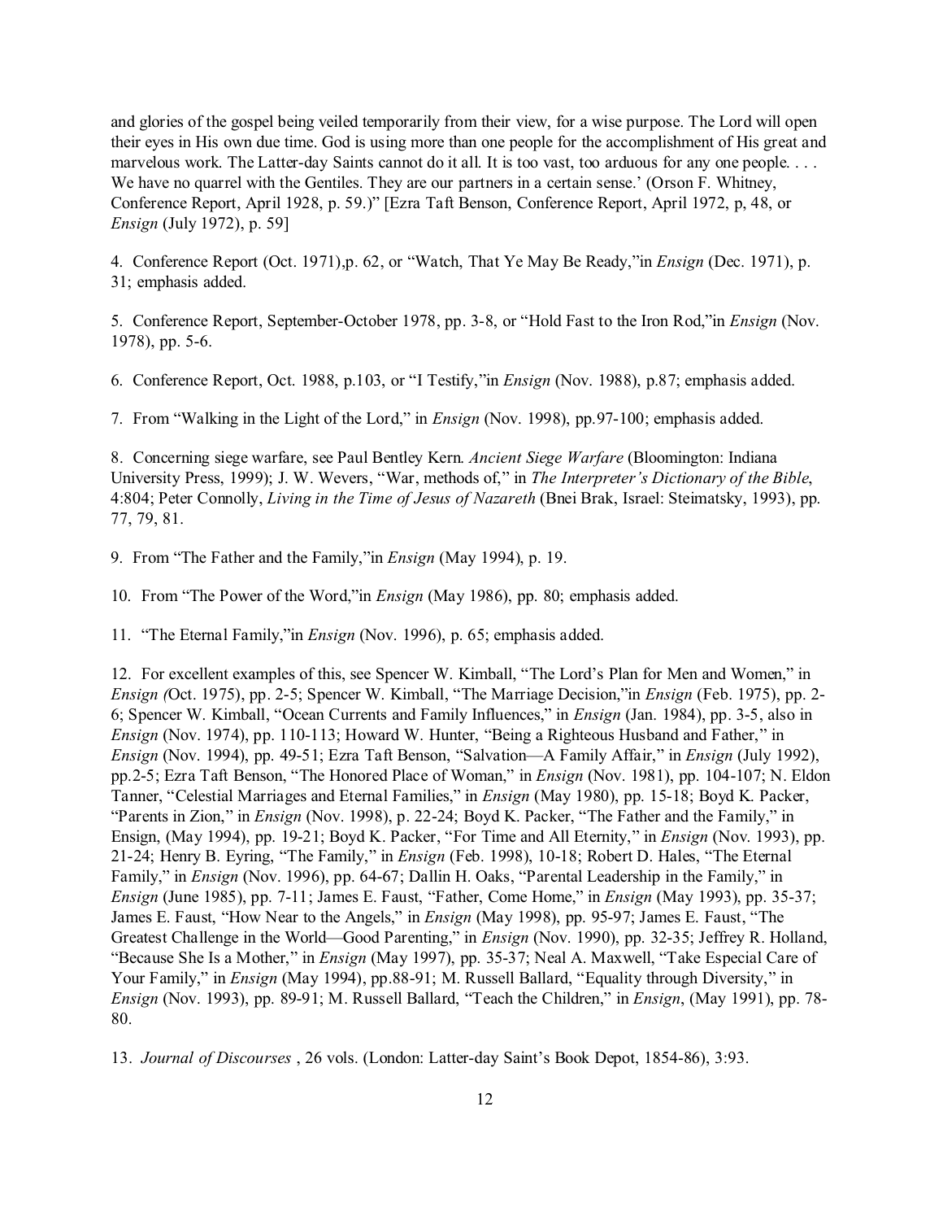and glories of the gospel being veiled temporarily from their view, for a wise purpose. The Lord will open their eyes in His own due time. God is using more than one people for the accomplishment of His great and marvelous work. The Latter-day Saints cannot do it all. It is too vast, too arduous for any one people. . . . We have no quarrel with the Gentiles. They are our partners in a certain sense.' (Orson F. Whitney, Conference Report, April 1928, p. 59.)" [Ezra Taft Benson, Conference Report, April 1972, p, 48, or *Ensign* (July 1972), p. 59]

4. Conference Report (Oct. 1971),p. 62, or "Watch, That Ye May Be Ready,"in *Ensign* (Dec. 1971), p. 31; emphasis added.

5. Conference Report, September-October 1978, pp. 3-8, or "Hold Fast to the Iron Rod,"in *Ensign* (Nov. 1978), pp. 5-6.

6. Conference Report, Oct. 1988, p.103, or "I Testify,"in *Ensign* (Nov. 1988), p.87; emphasis added.

7. From "Walking in the Light of the Lord," in *Ensign* (Nov. 1998), pp.97-100; emphasis added.

8. Concerning siege warfare, see Paul Bentley Kern. *Ancient Siege Warfare* (Bloomington: Indiana University Press, 1999); J. W. Wevers, "War, methods of," in *The Interpreter's Dictionary of the Bible*, 4:804; Peter Connolly, *Living in the Time of Jesus of Nazareth* (Bnei Brak, Israel: Steimatsky, 1993), pp. 77, 79, 81.

9. From "The Father and the Family,"in *Ensign* (May 1994), p. 19.

10. From "The Power of the Word,"in *Ensign* (May 1986), pp. 80; emphasis added.

11. "The Eternal Family,"in *Ensign* (Nov. 1996), p. 65; emphasis added.

12. For excellent examples of this, see Spencer W. Kimball, "The Lord's Plan for Men and Women," in *Ensign (*Oct. 1975), pp. 2-5; Spencer W. Kimball, "The Marriage Decision,"in *Ensign* (Feb. 1975), pp. 2-6; Spencer W. Kimball, "Ocean Currents and Family Influences," in *Ensign* (Jan. 1984), pp. 3-5, also in *Ensign* (Nov. 1974), pp. 110-113; Howard W. Hunter, "Being a Righteous Husband and Father," in *Ensign* (Nov. 1994), pp. 49-51; Ezra Taft Benson, "Salvation—A Family Affair," in *Ensign* (July 1992), pp.2-5; Ezra Taft Benson, "The Honored Place of Woman," in *Ensign* (Nov. 1981), pp. 104-107; N. Eldon Tanner, "Celestial Marriages and Eternal Families," in *Ensign* (May 1980), pp. 15-18; Boyd K. Packer, "Parents in Zion," in *Ensign* (Nov. 1998), p. 22-24; Boyd K. Packer, "The Father and the Family," in Ensign, (May 1994), pp. 19-21; Boyd K. Packer, "For Time and All Eternity," in *Ensign* (Nov. 1993), pp. 21-24; Henry B. Eyring, "The Family," in *Ensign* (Feb. 1998), 10-18; Robert D. Hales, "The Eternal Family," in *Ensign* (Nov. 1996), pp. 64-67; Dallin H. Oaks, "Parental Leadership in the Family," in *Ensign* (June 1985), pp. 7-11; James E. Faust, "Father, Come Home," in *Ensign* (May 1993), pp. 35-37; James E. Faust, "How Near to the Angels," in *Ensign* (May 1998), pp. 95-97; James E. Faust, "The Greatest Challenge in the World—Good Parenting," in *Ensign* (Nov. 1990), pp. 32-35; Jeffrey R. Holland, "Because She Is a Mother," in *Ensign* (May 1997), pp. 35-37; Neal A. Maxwell, "Take Especial Care of Your Family," in *Ensign* (May 1994), pp.88-91; M. Russell Ballard, "Equality through Diversity," in *Ensign* (Nov. 1993), pp. 89-91; M. Russell Ballard, "Teach the Children," in *Ensign*, (May 1991), pp. 78-80.

13. *Journal of Discourses* , 26 vols. (London: Latter-day Saint's Book Depot, 1854-86), 3:93.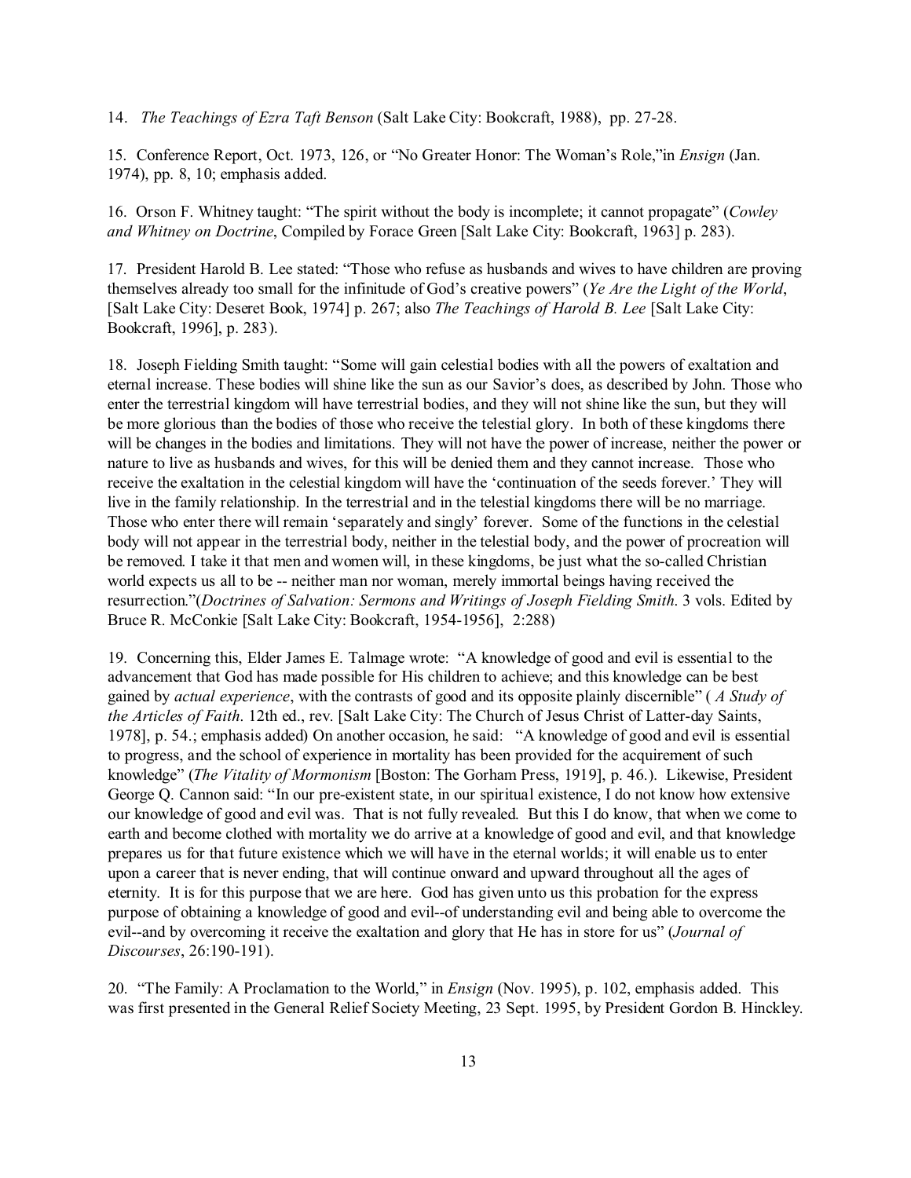14. *The Teachings of Ezra Taft Benson* (Salt Lake City: Bookcraft, 1988), pp. 27-28.

15. Conference Report, Oct. 1973, 126, or "No Greater Honor: The Woman's Role,"in *Ensign* (Jan. 1974), pp. 8, 10; emphasis added.

16. Orson F. Whitney taught: "The spirit without the body is incomplete; it cannot propagate" (*Cowley and Whitney on Doctrine*, Compiled by Forace Green [Salt Lake City: Bookcraft, 1963] p. 283).

17. President Harold B. Lee stated: "Those who refuse as husbands and wives to have children are proving themselves already too small for the infinitude of God's creative powers" (*Ye Are the Light of the World*, [Salt Lake City: Deseret Book, 1974] p. 267; also *The Teachings of Harold B. Lee* [Salt Lake City: Bookcraft, 1996], p. 283).

18. Joseph Fielding Smith taught: "Some will gain celestial bodies with all the powers of exaltation and eternal increase. These bodies will shine like the sun as our Savior's does, as described by John. Those who enter the terrestrial kingdom will have terrestrial bodies, and they will not shine like the sun, but they will be more glorious than the bodies of those who receive the telestial glory. In both of these kingdoms there will be changes in the bodies and limitations. They will not have the power of increase, neither the power or nature to live as husbands and wives, for this will be denied them and they cannot increase. Those who receive the exaltation in the celestial kingdom will have the 'continuation of the seeds forever.' They will live in the family relationship. In the terrestrial and in the telestial kingdoms there will be no marriage. Those who enter there will remain 'separately and singly' forever. Some of the functions in the celestial body will not appear in the terrestrial body, neither in the telestial body, and the power of procreation will be removed. I take it that men and women will, in these kingdoms, be just what the so-called Christian world expects us all to be -- neither man nor woman, merely immortal beings having received the resurrection."(*Doctrines of Salvation: Sermons and Writings of Joseph Fielding Smith*. 3 vols. Edited by Bruce R. McConkie [Salt Lake City: Bookcraft, 1954-1956], 2:288)

19. Concerning this, Elder James E. Talmage wrote: "A knowledge of good and evil is essential to the advancement that God has made possible for His children to achieve; and this knowledge can be best gained by *actual experience*, with the contrasts of good and its opposite plainly discernible" ( *A Study of the Articles of Faith*. 12th ed., rev. [Salt Lake City: The Church of Jesus Christ of Latter-day Saints, 1978], p. 54.; emphasis added) On another occasion, he said: "A knowledge of good and evil is essential to progress, and the school of experience in mortality has been provided for the acquirement of such knowledge" (*The Vitality of Mormonism* [Boston: The Gorham Press, 1919], p. 46.). Likewise, President George Q. Cannon said: "In our pre-existent state, in our spiritual existence, I do not know how extensive our knowledge of good and evil was. That is not fully revealed. But this I do know, that when we come to earth and become clothed with mortality we do arrive at a knowledge of good and evil, and that knowledge prepares us for that future existence which we will have in the eternal worlds; it will enable us to enter upon a career that is never ending, that will continue onward and upward throughout all the ages of eternity. It is for this purpose that we are here. God has given unto us this probation for the express purpose of obtaining a knowledge of good and evil--of understanding evil and being able to overcome the evil--and by overcoming it receive the exaltation and glory that He has in store for us" (*Journal of Discourses*, 26:190-191).

20. "The Family: A Proclamation to the World," in *Ensign* (Nov. 1995), p. 102, emphasis added. This was first presented in the General Relief Society Meeting, 23 Sept. 1995, by President Gordon B. Hinckley.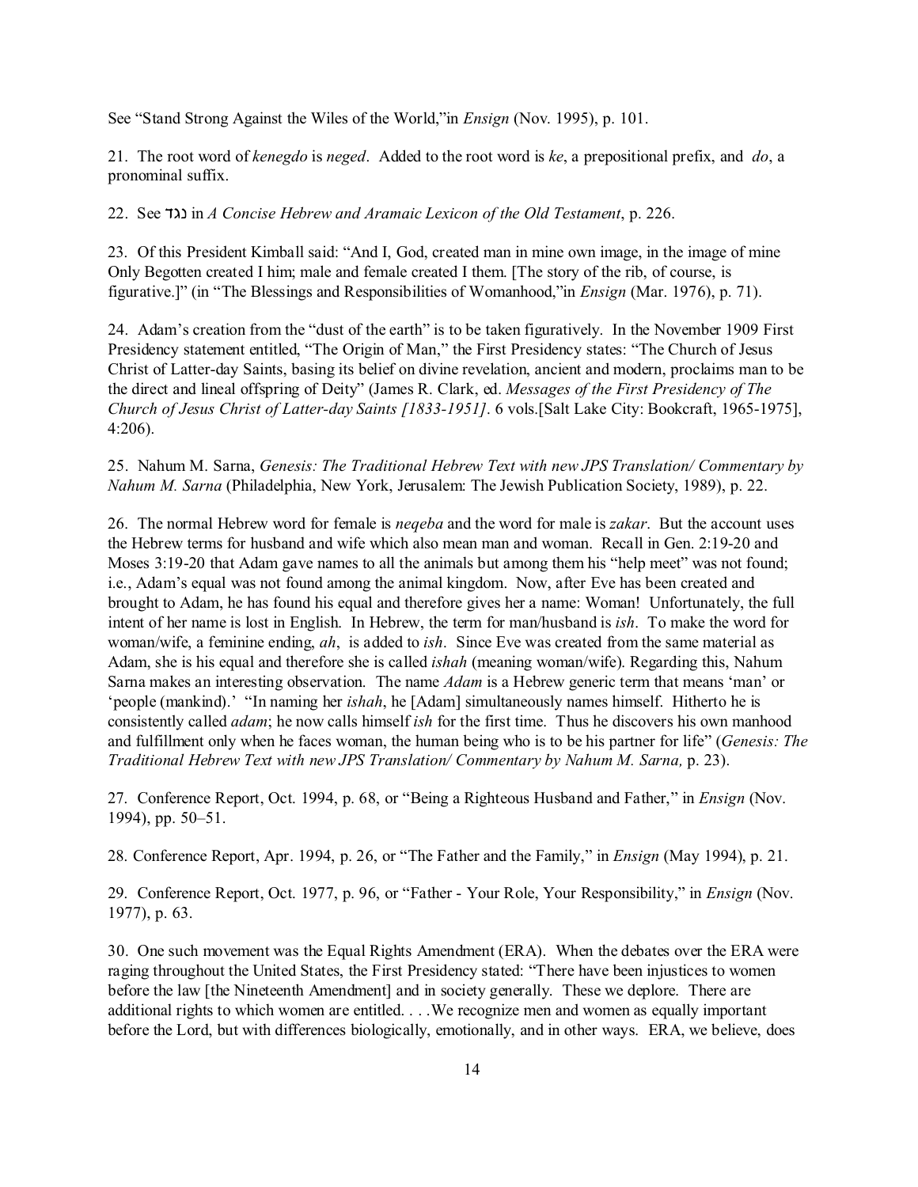See "Stand Strong Against the Wiles of the World,"in *Ensign* (Nov. 1995), p. 101.

21. The root word of *kenegdo* is *neged*. Added to the root word is *ke*, a prepositional prefix, and *do*, a pronominal suffix.

22. See נגד in *A Concise Hebrew and Aramaic Lexicon of the Old Testament*, p. 226.

23. Of this President Kimball said: "And I, God, created man in mine own image, in the image of mine Only Begotten created I him; male and female created I them. [The story of the rib, of course, is figurative.]" (in "The Blessings and Responsibilities of Womanhood,"in *Ensign* (Mar. 1976), p. 71).

24. Adam's creation from the "dust of the earth" is to be taken figuratively. In the November 1909 First Presidency statement entitled, "The Origin of Man," the First Presidency states: "The Church of Jesus Christ of Latter-day Saints, basing its belief on divine revelation, ancient and modern, proclaims man to be the direct and lineal offspring of Deity" (James R. Clark, ed. *Messages of the First Presidency of The Church of Jesus Christ of Latter-day Saints [1833-1951]*. 6 vols.[Salt Lake City: Bookcraft, 1965-1975], 4:206).

25. Nahum M. Sarna, *Genesis: The Traditional Hebrew Text with new JPS Translation/ Commentary by Nahum M. Sarna* (Philadelphia, New York, Jerusalem: The Jewish Publication Society, 1989), p. 22.

26. The normal Hebrew word for female is *neqeba* and the word for male is *zakar*. But the account uses the Hebrew terms for husband and wife which also mean man and woman. Recall in Gen. 2:19-20 and Moses 3:19-20 that Adam gave names to all the animals but among them his "help meet" was not found; i.e., Adam's equal was not found among the animal kingdom. Now, after Eve has been created and brought to Adam, he has found his equal and therefore gives her a name: Woman! Unfortunately, the full intent of her name is lost in English. In Hebrew, the term for man/husband is *ish*. To make the word for woman/wife, a feminine ending, *ah*, is added to *ish*. Since Eve was created from the same material as Adam, she is his equal and therefore she is called *ishah* (meaning woman/wife). Regarding this, Nahum Sarna makes an interesting observation. The name *Adam* is a Hebrew generic term that means 'man' or 'people (mankind).' "In naming her *ishah*, he [Adam] simultaneously names himself. Hitherto he is consistently called *adam*; he now calls himself *ish* for the first time. Thus he discovers his own manhood and fulfillment only when he faces woman, the human being who is to be his partner for life" (*Genesis: The Traditional Hebrew Text with new JPS Translation/ Commentary by Nahum M. Sarna,* p. 23).

27. Conference Report, Oct. 1994, p. 68, or "Being a Righteous Husband and Father," in *Ensign* (Nov. 1994), pp. 50–51.

28. Conference Report, Apr. 1994, p. 26, or "The Father and the Family," in *Ensign* (May 1994), p. 21.

29. Conference Report, Oct. 1977, p. 96, or "Father - Your Role, Your Responsibility," in *Ensign* (Nov. 1977), p. 63.

30. One such movement was the Equal Rights Amendment (ERA). When the debates over the ERA were raging throughout the United States, the First Presidency stated: "There have been injustices to women before the law [the Nineteenth Amendment] and in society generally. These we deplore. There are additional rights to which women are entitled. . . .We recognize men and women as equally important before the Lord, but with differences biologically, emotionally, and in other ways. ERA, we believe, does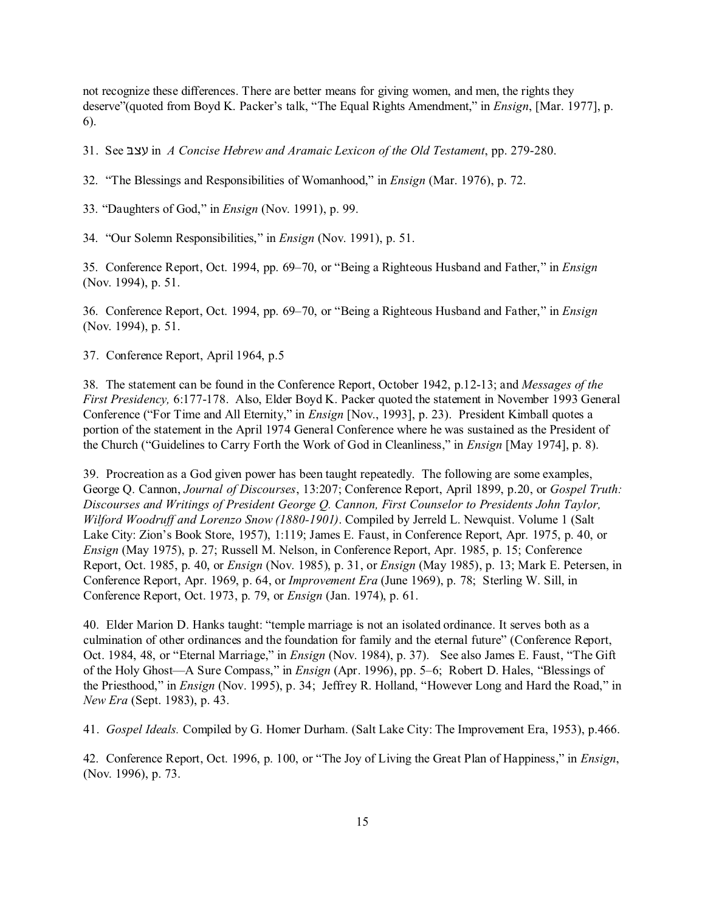not recognize these differences. There are better means for giving women, and men, the rights they deserve"(quoted from Boyd K. Packer's talk, "The Equal Rights Amendment," in *Ensign*, [Mar. 1977], p. 6).

31. See עצב in *A Concise Hebrew and Aramaic Lexicon of the Old Testament*, pp. 279-280.

32. "The Blessings and Responsibilities of Womanhood," in *Ensign* (Mar. 1976), p. 72.

33. "Daughters of God," in *Ensign* (Nov. 1991), p. 99.

34. "Our Solemn Responsibilities," in *Ensign* (Nov. 1991), p. 51.

35. Conference Report, Oct. 1994, pp. 69–70, or "Being a Righteous Husband and Father," in *Ensign* (Nov. 1994), p. 51.

36. Conference Report, Oct. 1994, pp. 69–70, or "Being a Righteous Husband and Father," in *Ensign* (Nov. 1994), p. 51.

37. Conference Report, April 1964, p.5

38. The statement can be found in the Conference Report, October 1942, p.12-13; and *Messages of the First Presidency,* 6:177-178. Also, Elder Boyd K. Packer quoted the statement in November 1993 General Conference ("For Time and All Eternity," in *Ensign* [Nov., 1993], p. 23). President Kimball quotes a portion of the statement in the April 1974 General Conference where he was sustained as the President of the Church ("Guidelines to Carry Forth the Work of God in Cleanliness," in *Ensign* [May 1974], p. 8).

39. Procreation as a God given power has been taught repeatedly. The following are some examples, George Q. Cannon, *Journal of Discourses*, 13:207; Conference Report, April 1899, p.20, or *Gospel Truth: Discourses and Writings of President George Q. Cannon, First Counselor to Presidents John Taylor, Wilford Woodruff and Lorenzo Snow (1880-1901)*. Compiled by Jerreld L. Newquist. Volume 1 (Salt Lake City: Zion's Book Store, 1957), 1:119; James E. Faust, in Conference Report, Apr. 1975, p. 40, or *Ensign* (May 1975), p. 27; Russell M. Nelson, in Conference Report, Apr. 1985, p. 15; Conference Report, Oct. 1985, p. 40, or *Ensign* (Nov. 1985), p. 31, or *Ensign* (May 1985), p. 13; Mark E. Petersen, in Conference Report, Apr. 1969, p. 64, or *Improvement Era* (June 1969), p. 78; Sterling W. Sill, in Conference Report, Oct. 1973, p. 79, or *Ensign* (Jan. 1974), p. 61.

40. Elder Marion D. Hanks taught: "temple marriage is not an isolated ordinance. It serves both as a culmination of other ordinances and the foundation for family and the eternal future" (Conference Report, Oct. 1984, 48, or "Eternal Marriage," in *Ensign* (Nov. 1984), p. 37). See also James E. Faust, "The Gift of the Holy Ghost—A Sure Compass," in *Ensign* (Apr. 1996), pp. 5–6; Robert D. Hales, "Blessings of the Priesthood," in *Ensign* (Nov. 1995), p. 34; Jeffrey R. Holland, "However Long and Hard the Road," in *New Era* (Sept. 1983), p. 43.

41. *Gospel Ideals.* Compiled by G. Homer Durham. (Salt Lake City: The Improvement Era, 1953), p.466.

42. Conference Report, Oct. 1996, p. 100, or "The Joy of Living the Great Plan of Happiness," in *Ensign*, (Nov. 1996), p. 73.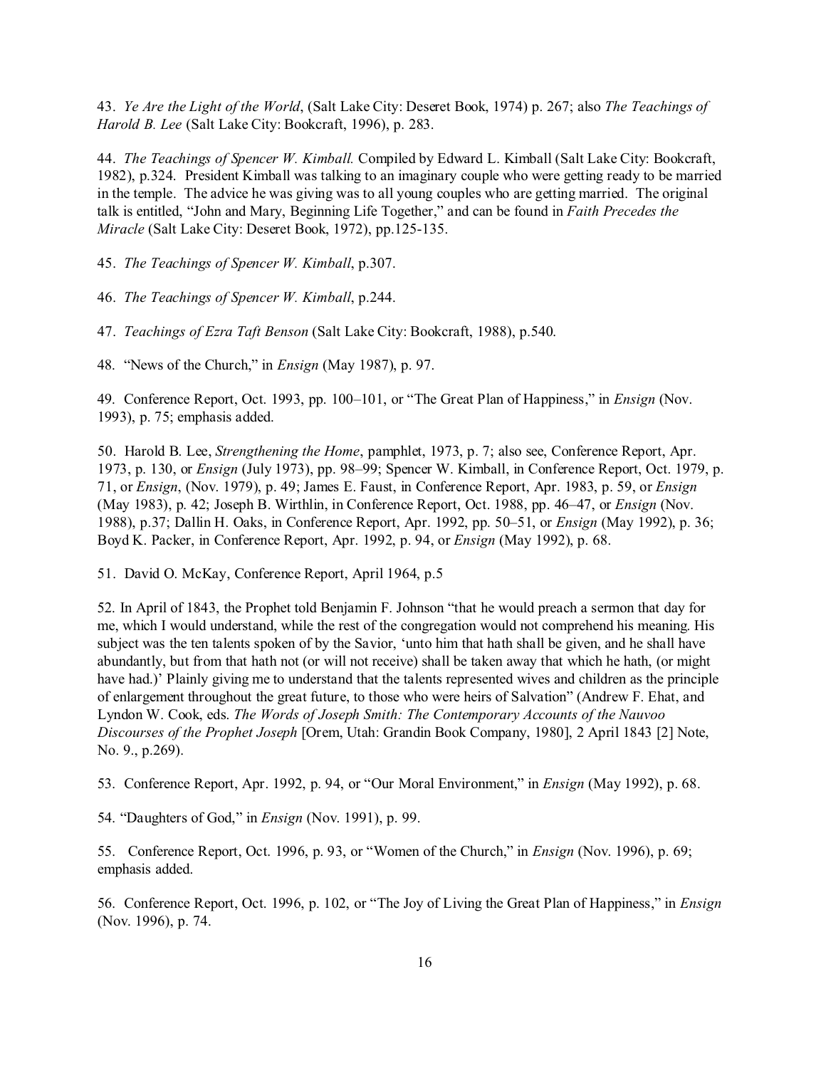43. *Ye Are the Light of the World*, (Salt Lake City: Deseret Book, 1974) p. 267; also *The Teachings of Harold B. Lee* (Salt Lake City: Bookcraft, 1996), p. 283.

44. *The Teachings of Spencer W. Kimball.* Compiled by Edward L. Kimball (Salt Lake City: Bookcraft, 1982), p.324. President Kimball was talking to an imaginary couple who were getting ready to be married in the temple. The advice he was giving was to all young couples who are getting married. The original talk is entitled, "John and Mary, Beginning Life Together," and can be found in *Faith Precedes the Miracle* (Salt Lake City: Deseret Book, 1972), pp.125-135.

45. *The Teachings of Spencer W. Kimball*, p.307.

46. *The Teachings of Spencer W. Kimball*, p.244.

47. *Teachings of Ezra Taft Benson* (Salt Lake City: Bookcraft, 1988), p.540.

48. "News of the Church," in *Ensign* (May 1987), p. 97.

49. Conference Report, Oct. 1993, pp. 100–101, or "The Great Plan of Happiness," in *Ensign* (Nov. 1993), p. 75; emphasis added.

50. Harold B. Lee, *Strengthening the Home*, pamphlet, 1973, p. 7; also see, Conference Report, Apr. 1973, p. 130, or *Ensign* (July 1973), pp. 98–99; Spencer W. Kimball, in Conference Report, Oct. 1979, p. 71, or *Ensign*, (Nov. 1979), p. 49; James E. Faust, in Conference Report, Apr. 1983, p. 59, or *Ensign* (May 1983), p. 42; Joseph B. Wirthlin, in Conference Report, Oct. 1988, pp. 46–47, or *Ensign* (Nov. 1988), p.37; Dallin H. Oaks, in Conference Report, Apr. 1992, pp. 50–51, or *Ensign* (May 1992), p. 36; Boyd K. Packer, in Conference Report, Apr. 1992, p. 94, or *Ensign* (May 1992), p. 68.

51. David O. McKay, Conference Report, April 1964, p.5

52. In April of 1843, the Prophet told Benjamin F. Johnson "that he would preach a sermon that day for me, which I would understand, while the rest of the congregation would not comprehend his meaning. His subject was the ten talents spoken of by the Savior, 'unto him that hath shall be given, and he shall have abundantly, but from that hath not (or will not receive) shall be taken away that which he hath, (or might have had.)' Plainly giving me to understand that the talents represented wives and children as the principle of enlargement throughout the great future, to those who were heirs of Salvation" (Andrew F. Ehat, and Lyndon W. Cook, eds. *The Words of Joseph Smith: The Contemporary Accounts of the Nauvoo Discourses of the Prophet Joseph* [Orem, Utah: Grandin Book Company, 1980], 2 April 1843 [2] Note, No. 9., p.269).

53. Conference Report, Apr. 1992, p. 94, or "Our Moral Environment," in *Ensign* (May 1992), p. 68.

54. "Daughters of God," in *Ensign* (Nov. 1991), p. 99.

55. Conference Report, Oct. 1996, p. 93, or "Women of the Church," in *Ensign* (Nov. 1996), p. 69; emphasis added.

56. Conference Report, Oct. 1996, p. 102, or "The Joy of Living the Great Plan of Happiness," in *Ensign* (Nov. 1996), p. 74.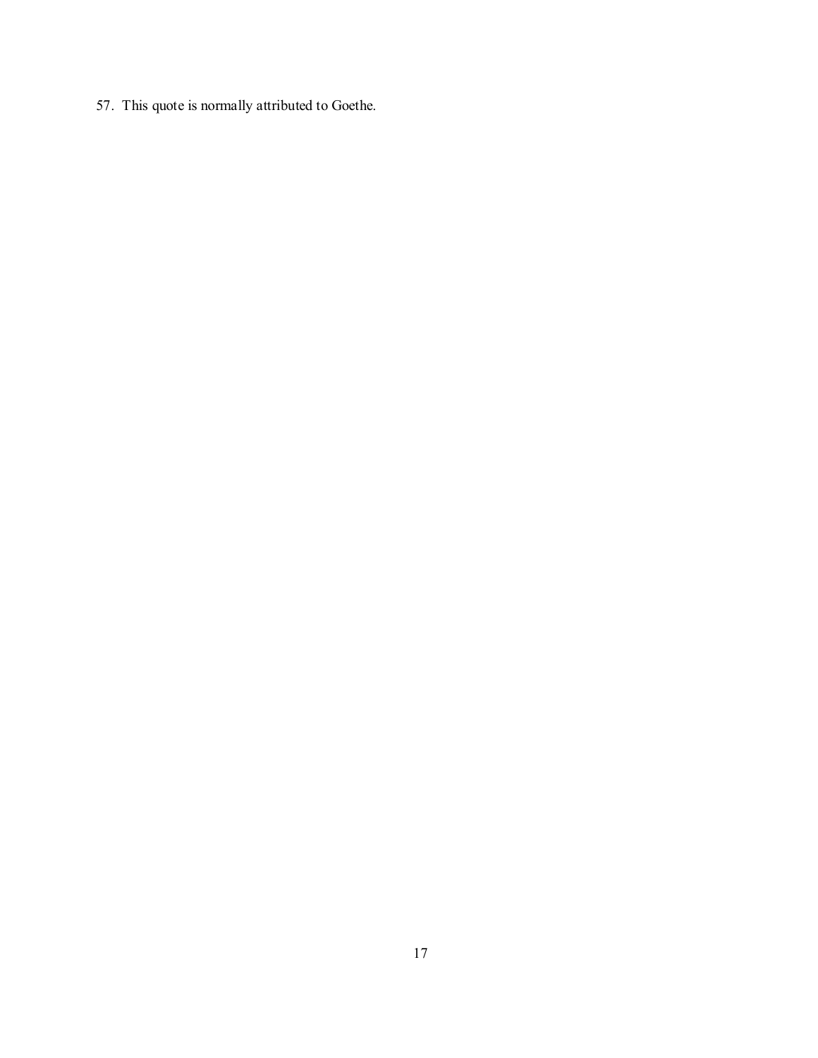57. This quote is normally attributed to Goethe.